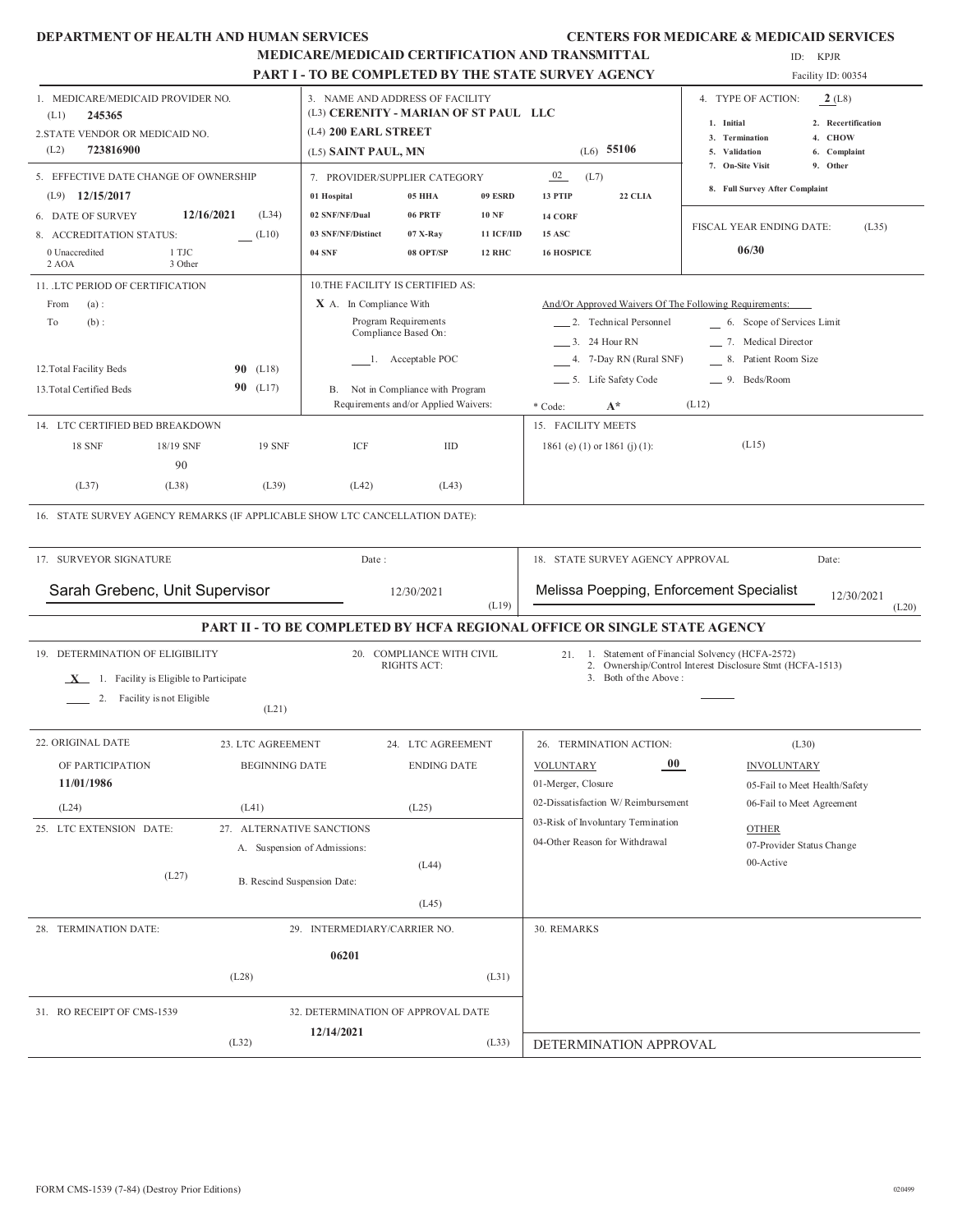**DEPARTMENT OF HEALTH AND HUMAN SERVICES** — **CENTERS FOR MEDICARE & MEDICAID SERVICES**

# MEDICARE/MEDICAID CERTIFICATION AND TRANSMITTAL

ID: KPJR

## PART I - TO BE COMPLETED BY THE STATE SURVEY AGENCY

Facility ID: 00354

1. MEDICARE/MEDICAID PROVIDER NO. (L1) **245365**
2. STATE VENDOR OR MEDICAID NO. (L2) **723816900**
3. NAME AND ADDRESS OF FACILITY
   (L3) **CERENITY - MARIAN OF ST PAUL LLC**
   (L4) **200 EARL STREET**
   (L5) **SAINT PAUL, MN** (L6) **55106**
4. TYPE OF ACTION: **2** (L8)
   1. Initial
   2. Recertification
   3. Termination
   4. CHOW
   5. Validation
   6. Complaint
   7. On-Site Visit
   8. Full Survey After Complaint
   9. Other
5. EFFECTIVE DATE CHANGE OF OWNERSHIP (L9) **12/15/2017**
6. DATE OF SURVEY **12/16/2021** (L34)
7. PROVIDER/SUPPLIER CATEGORY **02** (L7)
   - 01 Hospital
   - 02 SNF/NF/Dual
   - 03 SNF/NF/Distinct
   - 04 SNF
   - 05 HHA
   - 06 PRTF
   - 07 X-Ray
   - 08 OPT/SP
   - 09 ESRD
   - 10 NF
   - 11 ICF/IID
   - 12 RHC
   - 13 PTIP
   - 14 CORF
   - 15 ASC
   - 16 HOSPICE
   - 22 CLIA
8. ACCREDITATION STATUS: ___ (L10)
   0 Unaccredited 1 TJC 2 AOA 3 Other

FISCAL YEAR ENDING DATE: (L35) **06/30**

11. LTC PERIOD OF CERTIFICATION
    From (a):
    To (b):
12. Total Facility Beds **90** (L18)
13. Total Certified Beds **90** (L17)

10. THE FACILITY IS CERTIFIED AS:
    **X** A. In Compliance With
    Program Requirements
    Compliance Based On:
    ___ 1. Acceptable POC
    B. Not in Compliance with Program Requirements and/or Applied Waivers:

And/Or Approved Waivers Of The Following Requirements:
- ___ 2. Technical Personnel
- ___ 3. 24 Hour RN
- ___ 4. 7-Day RN (Rural SNF)
- ___ 5. Life Safety Code
- ___ 6. Scope of Services Limit
- ___ 7. Medical Director
- ___ 8. Patient Room Size
- ___ 9. Beds/Room

\* Code: **A\*** (L12)

14. LTC CERTIFIED BED BREAKDOWN

| 18 SNF | 18/19 SNF | 19 SNF | ICF | IID |
|---|---|---|---|---|
| | 90 | | | |
| (L37) | (L38) | (L39) | (L42) | (L43) |

15. FACILITY MEETS
    1861 (e) (1) or 1861 (j) (1): (L15)

16. STATE SURVEY AGENCY REMARKS (IF APPLICABLE SHOW LTC CANCELLATION DATE):

17. SURVEYOR SIGNATURE: Sarah Grebenc, Unit Supervisor — Date: 12/30/2021 (L19)

18. STATE SURVEY AGENCY APPROVAL: Melissa Poepping, Enforcement Specialist — Date: 12/30/2021 (L20)

## PART II - TO BE COMPLETED BY HCFA REGIONAL OFFICE OR SINGLE STATE AGENCY

19. DETERMINATION OF ELIGIBILITY
    **X** 1. Facility is Eligible to Participate
    ___ 2. Facility is not Eligible
    (L21)
20. COMPLIANCE WITH CIVIL RIGHTS ACT:
21. 1. Statement of Financial Solvency (HCFA-2572)
    2. Ownership/Control Interest Disclosure Stmt (HCFA-1513)
    3. Both of the Above :
22. ORIGINAL DATE OF PARTICIPATION **11/01/1986** (L24)
23. LTC AGREEMENT BEGINNING DATE (L41)
24. LTC AGREEMENT ENDING DATE (L25)
25. LTC EXTENSION DATE: (L27)
26. TERMINATION ACTION: (L30)
    VOLUNTARY **00**
    - 01-Merger, Closure
    - 02-Dissatisfaction W/ Reimbursement
    - 03-Risk of Involuntary Termination
    - 04-Other Reason for Withdrawal

    INVOLUNTARY
    - 05-Fail to Meet Health/Safety
    - 06-Fail to Meet Agreement

    OTHER
    - 07-Provider Status Change
    - 00-Active
27. ALTERNATIVE SANCTIONS
    A. Suspension of Admissions: (L44)
    B. Rescind Suspension Date: (L45)
28. TERMINATION DATE: (L28)
29. INTERMEDIARY/CARRIER NO. **06201** (L31)
30. REMARKS
    DETERMINATION APPROVAL
31. RO RECEIPT OF CMS-1539 (L32)
32. DETERMINATION OF APPROVAL DATE **12/14/2021** (L33)

FORM CMS-1539 (7-84) (Destroy Prior Editions) 020499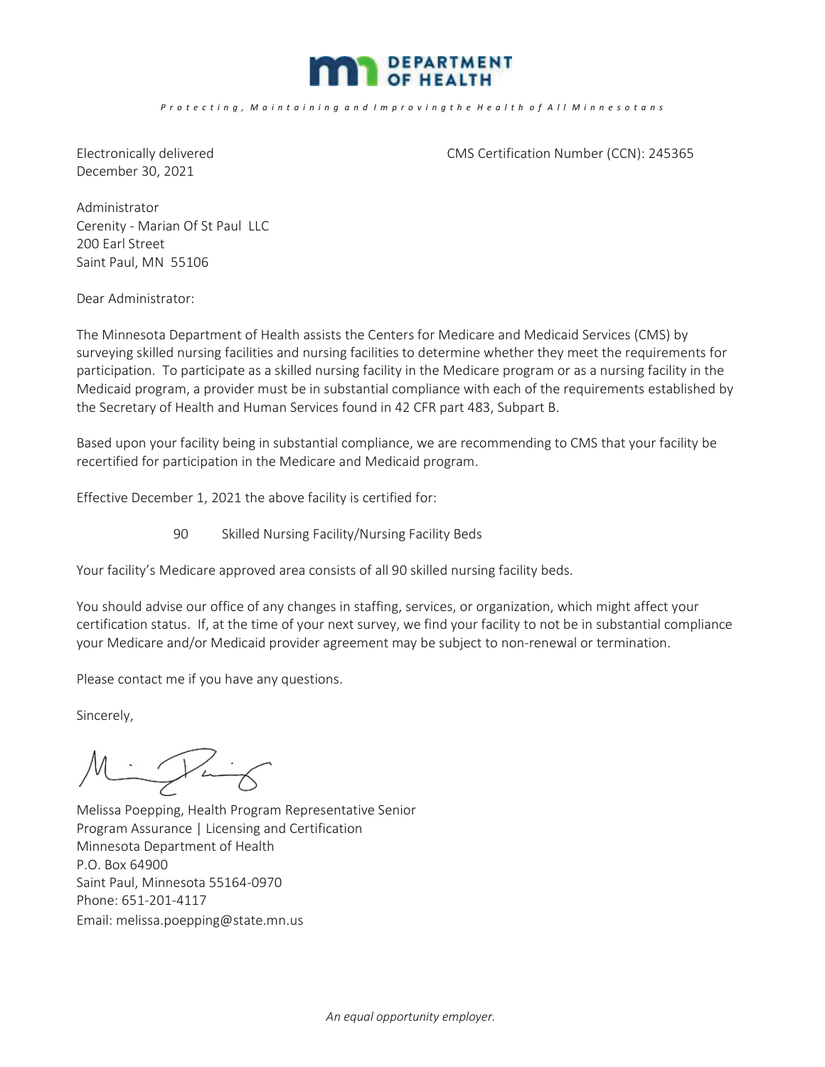# DEPARTMENT OF HEALTH

*Protecting, Maintaining and Improving the Health of All Minnesotans*

Electronically delivered
December 30, 2021

CMS Certification Number (CCN): 245365

Administrator
Cerenity - Marian Of St Paul LLC
200 Earl Street
Saint Paul, MN 55106

Dear Administrator:

The Minnesota Department of Health assists the Centers for Medicare and Medicaid Services (CMS) by surveying skilled nursing facilities and nursing facilities to determine whether they meet the requirements for participation. To participate as a skilled nursing facility in the Medicare program or as a nursing facility in the Medicaid program, a provider must be in substantial compliance with each of the requirements established by the Secretary of Health and Human Services found in 42 CFR part 483, Subpart B.

Based upon your facility being in substantial compliance, we are recommending to CMS that your facility be recertified for participation in the Medicare and Medicaid program.

Effective December 1, 2021 the above facility is certified for:

90 Skilled Nursing Facility/Nursing Facility Beds

Your facility's Medicare approved area consists of all 90 skilled nursing facility beds.

You should advise our office of any changes in staffing, services, or organization, which might affect your certification status. If, at the time of your next survey, we find your facility to not be in substantial compliance your Medicare and/or Medicaid provider agreement may be subject to non-renewal or termination.

Please contact me if you have any questions.

Sincerely,

Melissa Poepping, Health Program Representative Senior
Program Assurance | Licensing and Certification
Minnesota Department of Health
P.O. Box 64900
Saint Paul, Minnesota 55164-0970
Phone: 651-201-4117
Email: melissa.poepping@state.mn.us

*An equal opportunity employer.*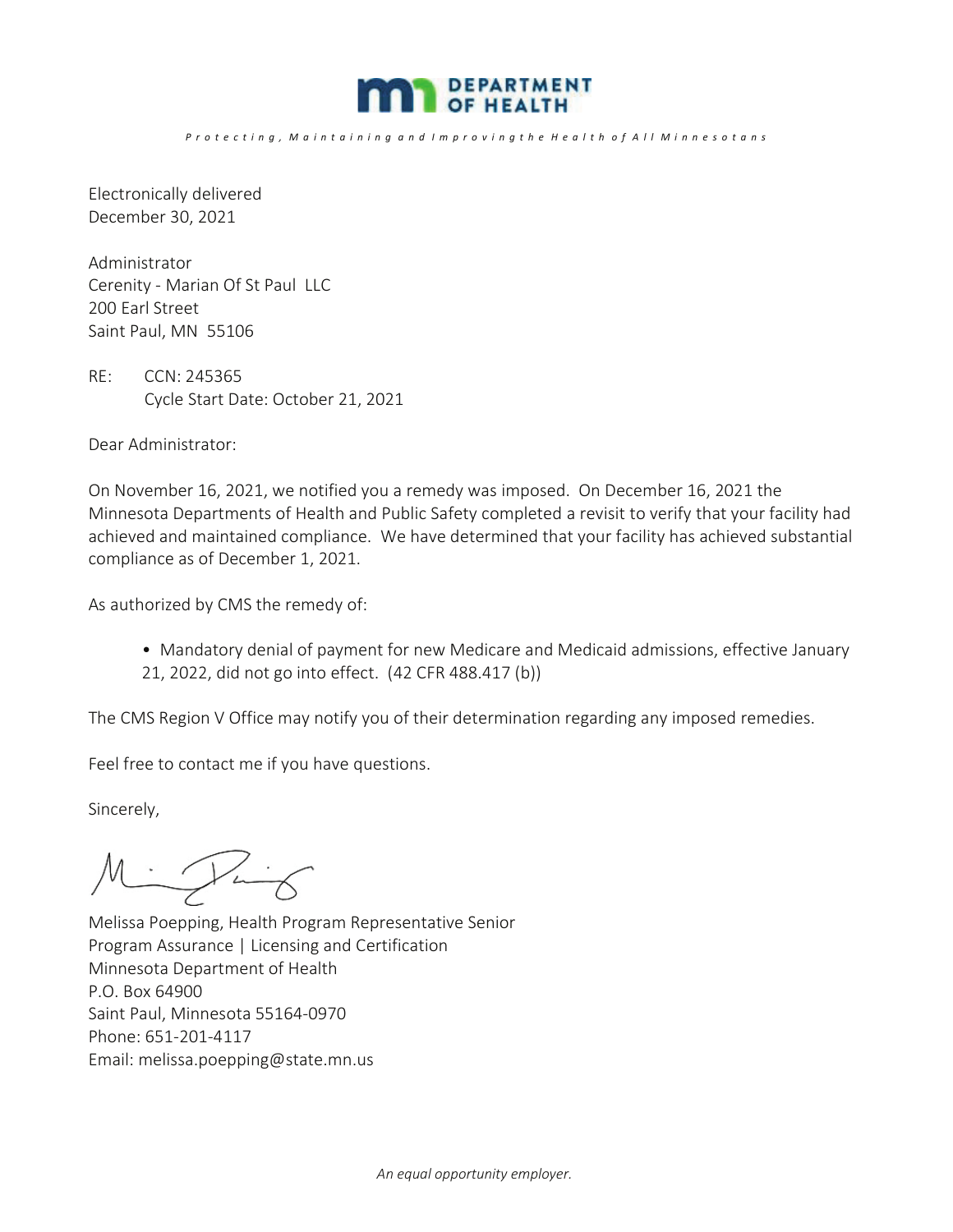DEPARTMENT OF HEALTH

*Protecting, Maintaining and Improving the Health of All Minnesotans*

Electronically delivered
December 30, 2021

Administrator
Cerenity - Marian Of St Paul LLC
200 Earl Street
Saint Paul, MN 55106

RE: CCN: 245365
Cycle Start Date: October 21, 2021

Dear Administrator:

On November 16, 2021, we notified you a remedy was imposed. On December 16, 2021 the Minnesota Departments of Health and Public Safety completed a revisit to verify that your facility had achieved and maintained compliance. We have determined that your facility has achieved substantial compliance as of December 1, 2021.

As authorized by CMS the remedy of:

- Mandatory denial of payment for new Medicare and Medicaid admissions, effective January 21, 2022, did not go into effect. (42 CFR 488.417 (b))

The CMS Region V Office may notify you of their determination regarding any imposed remedies.

Feel free to contact me if you have questions.

Sincerely,

Melissa Poepping, Health Program Representative Senior
Program Assurance | Licensing and Certification
Minnesota Department of Health
P.O. Box 64900
Saint Paul, Minnesota 55164-0970
Phone: 651-201-4117
Email: melissa.poepping@state.mn.us

*An equal opportunity employer.*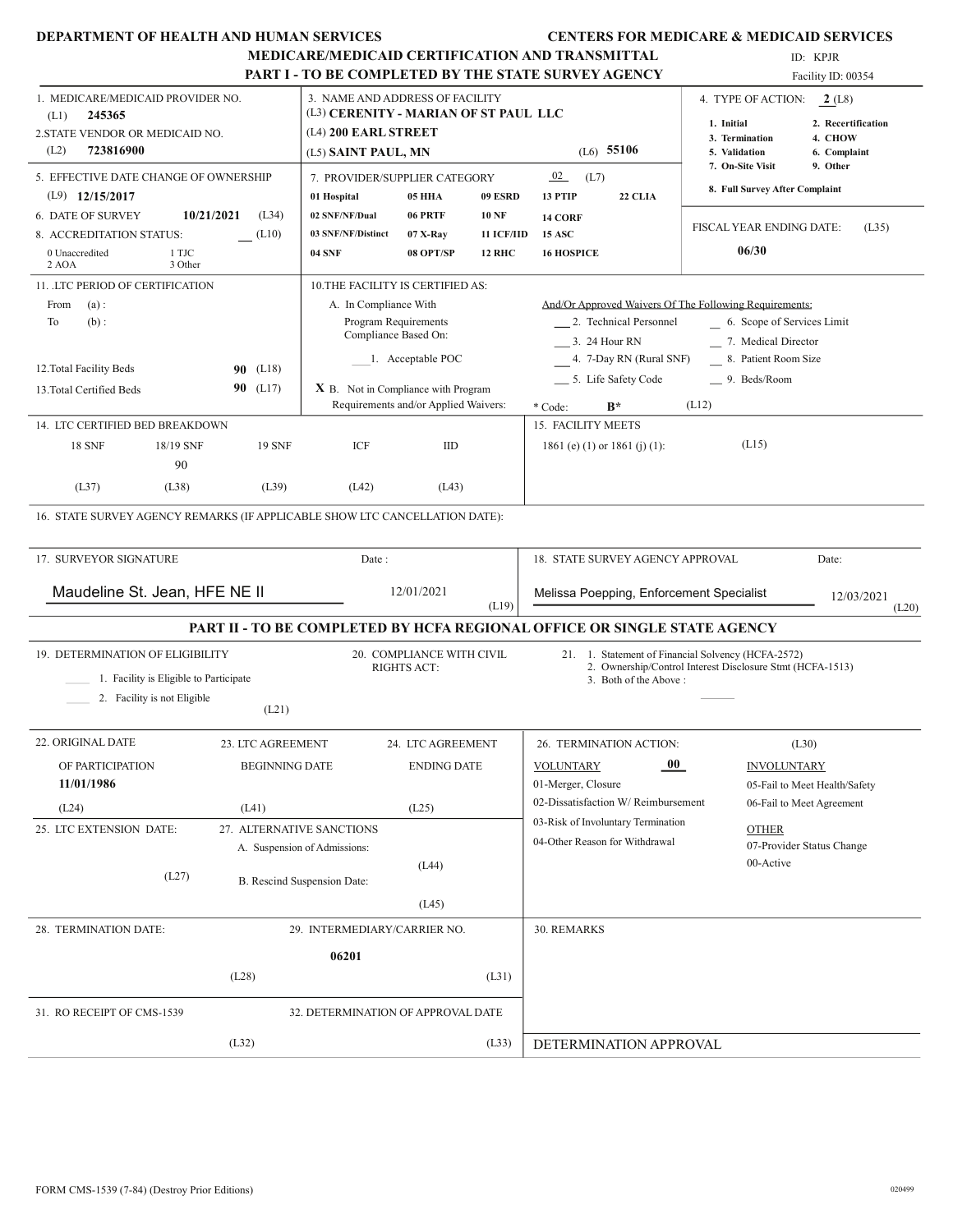**DEPARTMENT OF HEALTH AND HUMAN SERVICES** **CENTERS FOR MEDICARE & MEDICAID SERVICES**

# MEDICARE/MEDICAID CERTIFICATION AND TRANSMITTAL

## PART I - TO BE COMPLETED BY THE STATE SURVEY AGENCY

ID: KPJR

Facility ID: 00354

1. MEDICARE/MEDICAID PROVIDER NO.
   (L1) **245365**
2. STATE VENDOR OR MEDICAID NO.
   (L2) **723816900**
3. NAME AND ADDRESS OF FACILITY
   (L3) **CERENITY - MARIAN OF ST PAUL LLC**
   (L4) **200 EARL STREET**
   (L5) **SAINT PAUL, MN** (L6) **55106**
4. TYPE OF ACTION: **2** (L8)
   1. Initial
   2. Recertification
   3. Termination
   4. CHOW
   5. Validation
   6. Complaint
   7. On-Site Visit
   8. Full Survey After Complaint
   9. Other
5. EFFECTIVE DATE CHANGE OF OWNERSHIP
   (L9) **12/15/2017**
6. DATE OF SURVEY **10/21/2021** (L34)
7. PROVIDER/SUPPLIER CATEGORY **02** (L7)

| | | | | |
|---|---|---|---|---|
| 01 Hospital | 05 HHA | 09 ESRD | 13 PTIP | 22 CLIA |
| 02 SNF/NF/Dual | 06 PRTF | 10 NF | 14 CORF | |
| 03 SNF/NF/Distinct | 07 X-Ray | 11 ICF/IID | 15 ASC | |
| 04 SNF | 08 OPT/SP | 12 RHC | 16 HOSPICE | |

8. ACCREDITATION STATUS: __ (L10)
   0 Unaccredited 1 TJC
   2 AOA 3 Other

FISCAL YEAR ENDING DATE: (L35)
**06/30**

11. .LTC PERIOD OF CERTIFICATION
    From (a) :
    To (b) :
12. Total Facility Beds **90** (L18)
13. Total Certified Beds **90** (L17)

10. THE FACILITY IS CERTIFIED AS:
    A. In Compliance With Program Requirements Compliance Based On:
    ___1. Acceptable POC
    **X** B. Not in Compliance with Program Requirements and/or Applied Waivers:

And/Or Approved Waivers Of The Following Requirements:
___ 2. Technical Personnel
___ 3. 24 Hour RN
___ 4. 7-Day RN (Rural SNF)
___ 5. Life Safety Code
__ 6. Scope of Services Limit
__ 7. Medical Director
__ 8. Patient Room Size
__ 9. Beds/Room

\* Code: **B\*** (L12)

14. LTC CERTIFIED BED BREAKDOWN

| 18 SNF | 18/19 SNF | 19 SNF | ICF | IID |
|---|---|---|---|---|
| | 90 | | | |
| (L37) | (L38) | (L39) | (L42) | (L43) |

15. FACILITY MEETS
    1861 (e) (1) or 1861 (j) (1): (L15)

16. STATE SURVEY AGENCY REMARKS (IF APPLICABLE SHOW LTC CANCELLATION DATE):

17. SURVEYOR SIGNATURE Date :
    Maudeline St. Jean, HFE NE II 12/01/2021 (L19)
18. STATE SURVEY AGENCY APPROVAL Date:
    Melissa Poepping, Enforcement Specialist 12/03/2021 (L20)

## PART II - TO BE COMPLETED BY HCFA REGIONAL OFFICE OR SINGLE STATE AGENCY

19. DETERMINATION OF ELIGIBILITY
    ____ 1. Facility is Eligible to Participate
    ____ 2. Facility is not Eligible
    (L21)
20. COMPLIANCE WITH CIVIL RIGHTS ACT:
21. 1. Statement of Financial Solvency (HCFA-2572)
    2. Ownership/Control Interest Disclosure Stmt (HCFA-1513)
    3. Both of the Above :
22. ORIGINAL DATE OF PARTICIPATION
    **11/01/1986**
    (L24)
23. LTC AGREEMENT BEGINNING DATE
    (L41)
24. LTC AGREEMENT ENDING DATE
    (L25)
25. LTC EXTENSION DATE:
    (L27)
26. TERMINATION ACTION: (L30)
    VOLUNTARY **00**
    01-Merger, Closure
    02-Dissatisfaction W/ Reimbursement
    03-Risk of Involuntary Termination
    04-Other Reason for Withdrawal
    INVOLUNTARY
    05-Fail to Meet Health/Safety
    06-Fail to Meet Agreement
    OTHER
    07-Provider Status Change
    00-Active
27. ALTERNATIVE SANCTIONS
    A. Suspension of Admissions:
    (L44)
    B. Rescind Suspension Date:
    (L45)
28. TERMINATION DATE:
    (L28)
29. INTERMEDIARY/CARRIER NO.
    **06201**
    (L31)
30. REMARKS
31. RO RECEIPT OF CMS-1539
    (L32)
32. DETERMINATION OF APPROVAL DATE
    (L33)

DETERMINATION APPROVAL

FORM CMS-1539 (7-84) (Destroy Prior Editions) 020499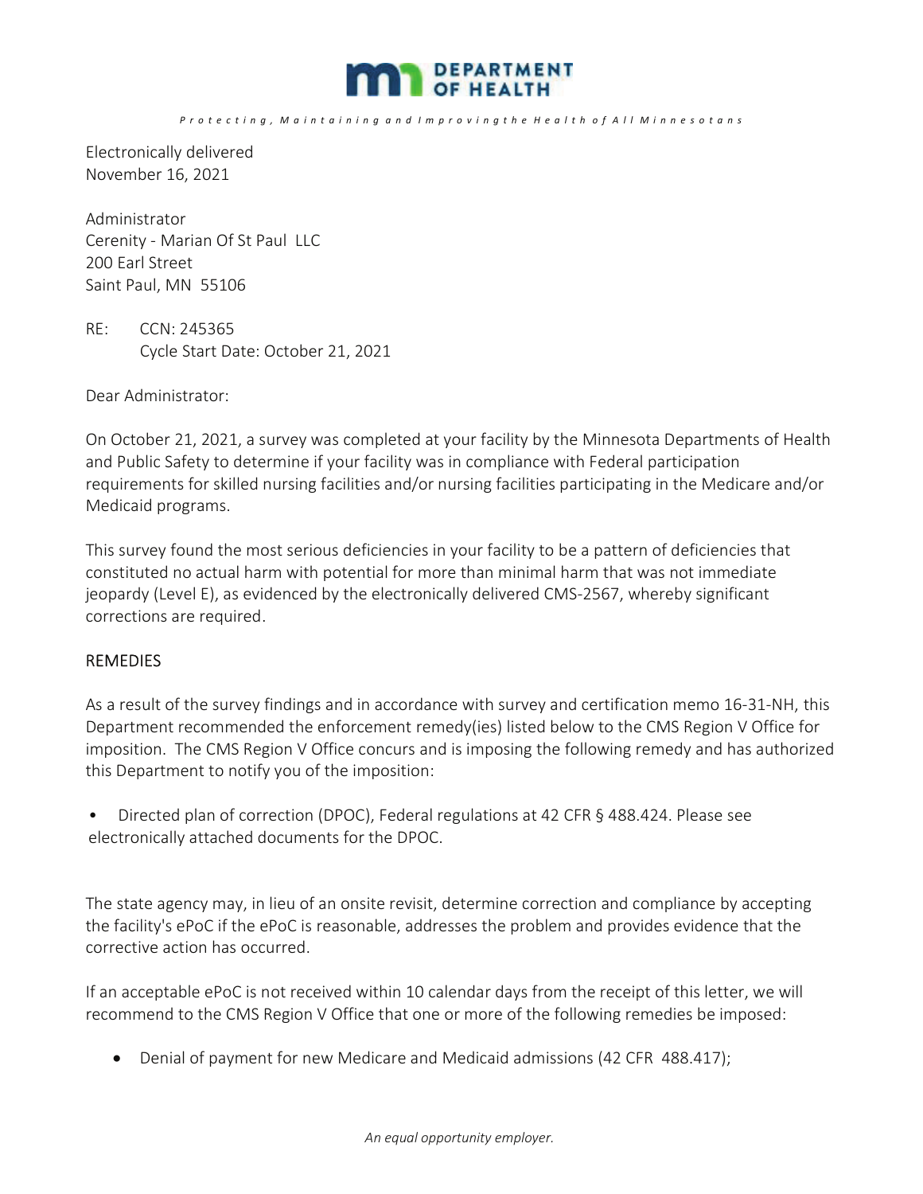**DEPARTMENT OF HEALTH**

*Protecting, Maintaining and Improving the Health of All Minnesotans*

Electronically delivered
November 16, 2021

Administrator
Cerenity - Marian Of St Paul LLC
200 Earl Street
Saint Paul, MN 55106

RE: CCN: 245365
Cycle Start Date: October 21, 2021

Dear Administrator:

On October 21, 2021, a survey was completed at your facility by the Minnesota Departments of Health and Public Safety to determine if your facility was in compliance with Federal participation requirements for skilled nursing facilities and/or nursing facilities participating in the Medicare and/or Medicaid programs.

This survey found the most serious deficiencies in your facility to be a pattern of deficiencies that constituted no actual harm with potential for more than minimal harm that was not immediate jeopardy (Level E), as evidenced by the electronically delivered CMS-2567, whereby significant corrections are required.

REMEDIES

As a result of the survey findings and in accordance with survey and certification memo 16-31-NH, this Department recommended the enforcement remedy(ies) listed below to the CMS Region V Office for imposition. The CMS Region V Office concurs and is imposing the following remedy and has authorized this Department to notify you of the imposition:

- Directed plan of correction (DPOC), Federal regulations at 42 CFR § 488.424. Please see electronically attached documents for the DPOC.

The state agency may, in lieu of an onsite revisit, determine correction and compliance by accepting the facility's ePoC if the ePoC is reasonable, addresses the problem and provides evidence that the corrective action has occurred.

If an acceptable ePoC is not received within 10 calendar days from the receipt of this letter, we will recommend to the CMS Region V Office that one or more of the following remedies be imposed:

- Denial of payment for new Medicare and Medicaid admissions (42 CFR 488.417);

*An equal opportunity employer.*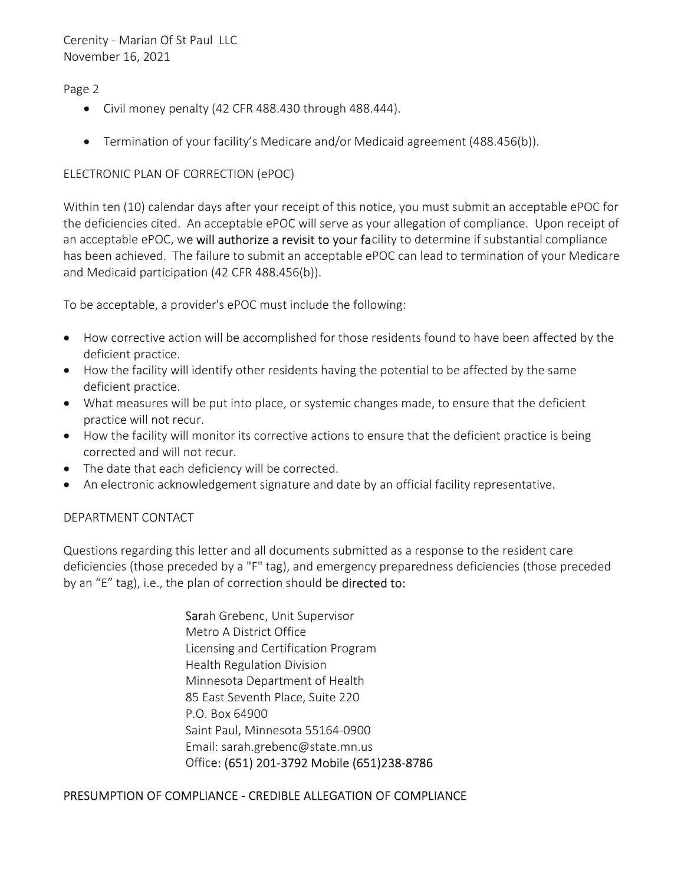- Civil money penalty (42 CFR 488.430 through 488.444).
- Termination of your facility's Medicare and/or Medicaid agreement (488.456(b)).

ELECTRONIC PLAN OF CORRECTION (ePOC)

Within ten (10) calendar days after your receipt of this notice, you must submit an acceptable ePOC for the deficiencies cited. An acceptable ePOC will serve as your allegation of compliance. Upon receipt of an acceptable ePOC, we will authorize a revisit to your facility to determine if substantial compliance has been achieved. The failure to submit an acceptable ePOC can lead to termination of your Medicare and Medicaid participation (42 CFR 488.456(b)).

To be acceptable, a provider's ePOC must include the following:

- How corrective action will be accomplished for those residents found to have been affected by the deficient practice.
- How the facility will identify other residents having the potential to be affected by the same deficient practice.
- What measures will be put into place, or systemic changes made, to ensure that the deficient practice will not recur.
- How the facility will monitor its corrective actions to ensure that the deficient practice is being corrected and will not recur.
- The date that each deficiency will be corrected.
- An electronic acknowledgement signature and date by an official facility representative.

DEPARTMENT CONTACT

Questions regarding this letter and all documents submitted as a response to the resident care deficiencies (those preceded by a "F" tag), and emergency preparedness deficiencies (those preceded by an "E" tag), i.e., the plan of correction should be directed to:

Sarah Grebenc, Unit Supervisor
Metro A District Office
Licensing and Certification Program
Health Regulation Division
Minnesota Department of Health
85 East Seventh Place, Suite 220
P.O. Box 64900
Saint Paul, Minnesota 55164-0900
Email: sarah.grebenc@state.mn.us
Office: (651) 201-3792 Mobile (651)238-8786

PRESUMPTION OF COMPLIANCE - CREDIBLE ALLEGATION OF COMPLIANCE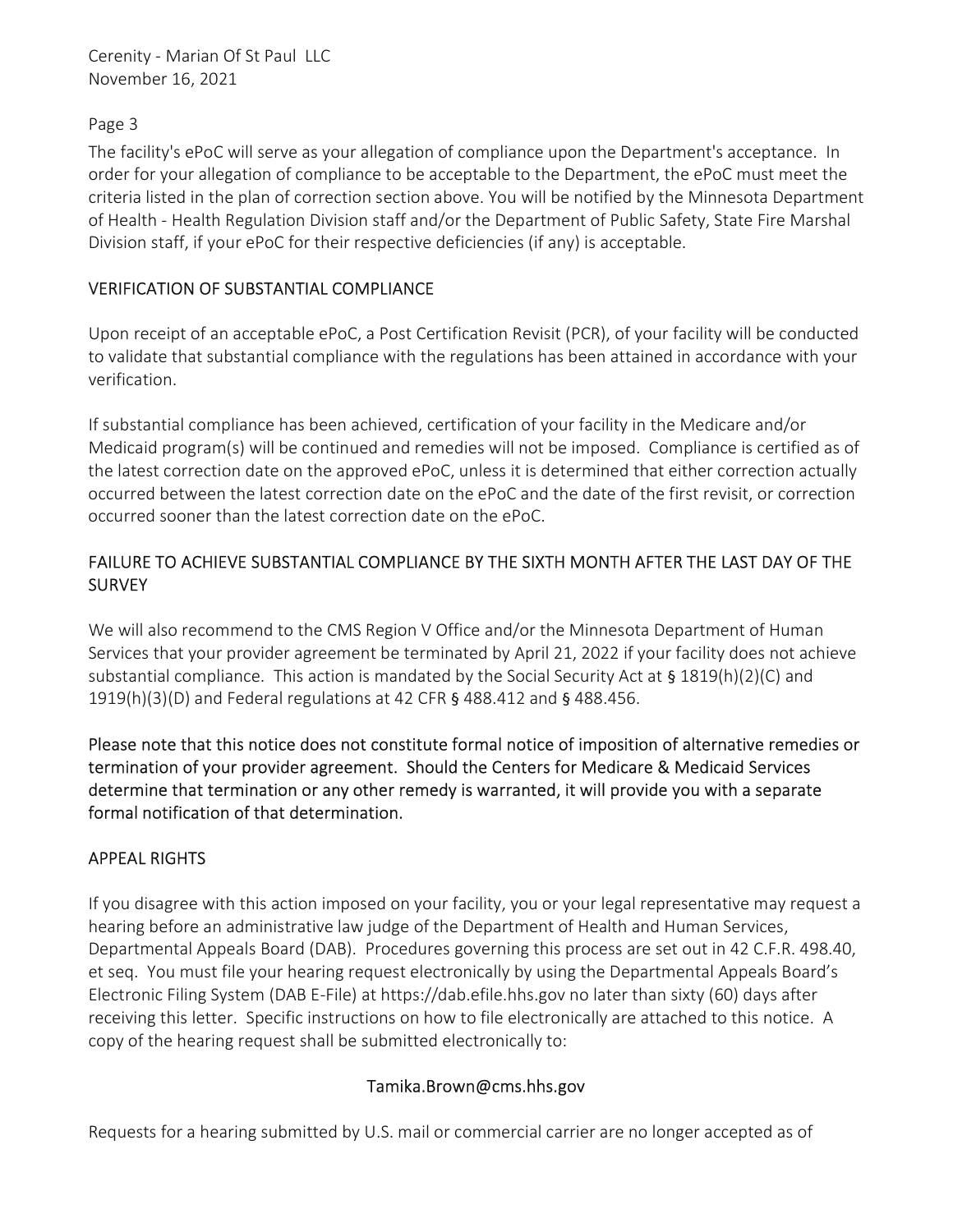The facility's ePoC will serve as your allegation of compliance upon the Department's acceptance. In order for your allegation of compliance to be acceptable to the Department, the ePoC must meet the criteria listed in the plan of correction section above. You will be notified by the Minnesota Department of Health - Health Regulation Division staff and/or the Department of Public Safety, State Fire Marshal Division staff, if your ePoC for their respective deficiencies (if any) is acceptable.

## VERIFICATION OF SUBSTANTIAL COMPLIANCE

Upon receipt of an acceptable ePoC, a Post Certification Revisit (PCR), of your facility will be conducted to validate that substantial compliance with the regulations has been attained in accordance with your verification.

If substantial compliance has been achieved, certification of your facility in the Medicare and/or Medicaid program(s) will be continued and remedies will not be imposed. Compliance is certified as of the latest correction date on the approved ePoC, unless it is determined that either correction actually occurred between the latest correction date on the ePoC and the date of the first revisit, or correction occurred sooner than the latest correction date on the ePoC.

## FAILURE TO ACHIEVE SUBSTANTIAL COMPLIANCE BY THE SIXTH MONTH AFTER THE LAST DAY OF THE SURVEY

We will also recommend to the CMS Region V Office and/or the Minnesota Department of Human Services that your provider agreement be terminated by April 21, 2022 if your facility does not achieve substantial compliance. This action is mandated by the Social Security Act at § 1819(h)(2)(C) and 1919(h)(3)(D) and Federal regulations at 42 CFR § 488.412 and § 488.456.

Please note that this notice does not constitute formal notice of imposition of alternative remedies or termination of your provider agreement. Should the Centers for Medicare & Medicaid Services determine that termination or any other remedy is warranted, it will provide you with a separate formal notification of that determination.

## APPEAL RIGHTS

If you disagree with this action imposed on your facility, you or your legal representative may request a hearing before an administrative law judge of the Department of Health and Human Services, Departmental Appeals Board (DAB). Procedures governing this process are set out in 42 C.F.R. 498.40, et seq. You must file your hearing request electronically by using the Departmental Appeals Board's Electronic Filing System (DAB E-File) at https://dab.efile.hhs.gov no later than sixty (60) days after receiving this letter. Specific instructions on how to file electronically are attached to this notice. A copy of the hearing request shall be submitted electronically to:

Tamika.Brown@cms.hhs.gov

Requests for a hearing submitted by U.S. mail or commercial carrier are no longer accepted as of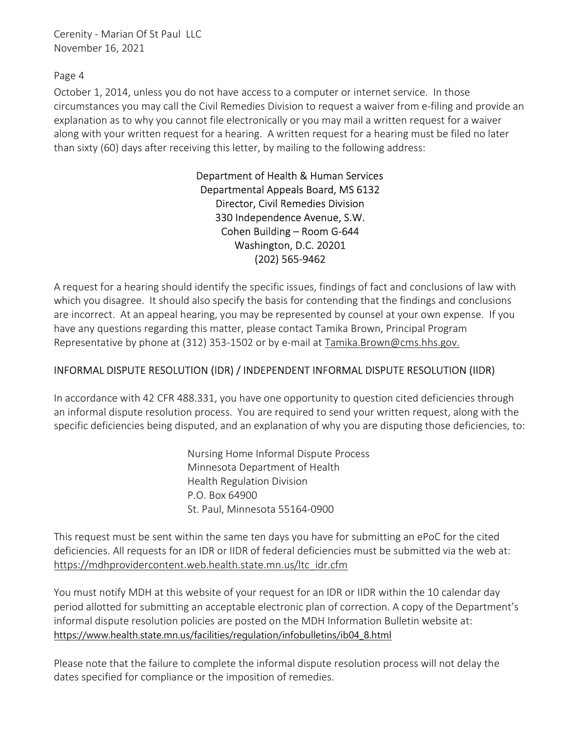October 1, 2014, unless you do not have access to a computer or internet service. In those circumstances you may call the Civil Remedies Division to request a waiver from e-filing and provide an explanation as to why you cannot file electronically or you may mail a written request for a waiver along with your written request for a hearing. A written request for a hearing must be filed no later than sixty (60) days after receiving this letter, by mailing to the following address:

Department of Health & Human Services
Departmental Appeals Board, MS 6132
Director, Civil Remedies Division
330 Independence Avenue, S.W.
Cohen Building – Room G-644
Washington, D.C. 20201
(202) 565-9462

A request for a hearing should identify the specific issues, findings of fact and conclusions of law with which you disagree. It should also specify the basis for contending that the findings and conclusions are incorrect. At an appeal hearing, you may be represented by counsel at your own expense. If you have any questions regarding this matter, please contact Tamika Brown, Principal Program Representative by phone at (312) 353-1502 or by e-mail at Tamika.Brown@cms.hhs.gov.

## INFORMAL DISPUTE RESOLUTION (IDR) / INDEPENDENT INFORMAL DISPUTE RESOLUTION (IIDR)

In accordance with 42 CFR 488.331, you have one opportunity to question cited deficiencies through an informal dispute resolution process. You are required to send your written request, along with the specific deficiencies being disputed, and an explanation of why you are disputing those deficiencies, to:

Nursing Home Informal Dispute Process
Minnesota Department of Health
Health Regulation Division
P.O. Box 64900
St. Paul, Minnesota 55164-0900

This request must be sent within the same ten days you have for submitting an ePoC for the cited deficiencies. All requests for an IDR or IIDR of federal deficiencies must be submitted via the web at: https://mdhprovidercontent.web.health.state.mn.us/ltc_idr.cfm

You must notify MDH at this website of your request for an IDR or IIDR within the 10 calendar day period allotted for submitting an acceptable electronic plan of correction. A copy of the Department's informal dispute resolution policies are posted on the MDH Information Bulletin website at: https://www.health.state.mn.us/facilities/regulation/infobulletins/ib04_8.html

Please note that the failure to complete the informal dispute resolution process will not delay the dates specified for compliance or the imposition of remedies.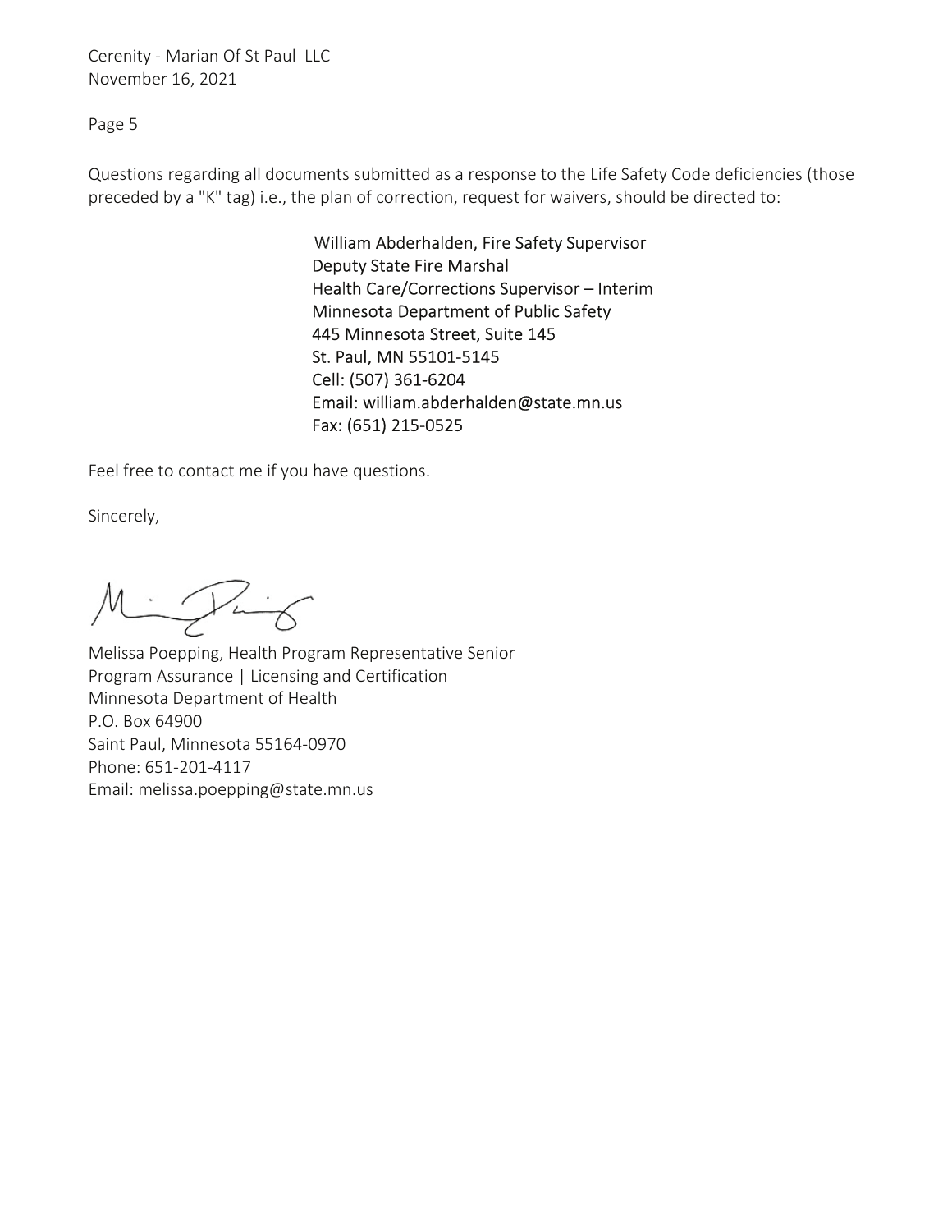Questions regarding all documents submitted as a response to the Life Safety Code deficiencies (those preceded by a "K" tag) i.e., the plan of correction, request for waivers, should be directed to:

William Abderhalden, Fire Safety Supervisor
Deputy State Fire Marshal
Health Care/Corrections Supervisor – Interim
Minnesota Department of Public Safety
445 Minnesota Street, Suite 145
St. Paul, MN 55101-5145
Cell: (507) 361-6204
Email: william.abderhalden@state.mn.us
Fax: (651) 215-0525

Feel free to contact me if you have questions.

Sincerely,

Melissa Poepping, Health Program Representative Senior
Program Assurance | Licensing and Certification
Minnesota Department of Health
P.O. Box 64900
Saint Paul, Minnesota 55164-0970
Phone: 651-201-4117
Email: melissa.poepping@state.mn.us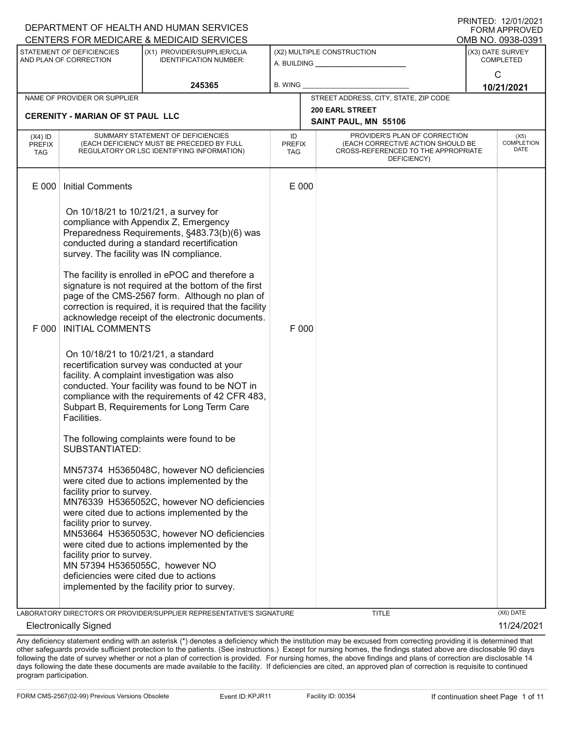DEPARTMENT OF HEALTH AND HUMAN SERVICES
CENTERS FOR MEDICARE & MEDICAID SERVICES

PRINTED: 12/01/2021
FORM APPROVED
OMB NO. 0938-0391

| STATEMENT OF DEFICIENCIES AND PLAN OF CORRECTION | (X1) PROVIDER/SUPPLIER/CLIA IDENTIFICATION NUMBER: | (X2) MULTIPLE CONSTRUCTION | (X3) DATE SURVEY COMPLETED |
|---|---|---|---|
| | 245365 | A. BUILDING ______ B. WING ______ | C 10/21/2021 |

| NAME OF PROVIDER OR SUPPLIER | STREET ADDRESS, CITY, STATE, ZIP CODE |
|---|---|
| CERENITY - MARIAN OF ST PAUL LLC | 200 EARL STREET SAINT PAUL, MN 55106 |

| (X4) ID PREFIX TAG | SUMMARY STATEMENT OF DEFICIENCIES (EACH DEFICIENCY MUST BE PRECEDED BY FULL REGULATORY OR LSC IDENTIFYING INFORMATION) | ID PREFIX TAG | PROVIDER'S PLAN OF CORRECTION (EACH CORRECTIVE ACTION SHOULD BE CROSS-REFERENCED TO THE APPROPRIATE DEFICIENCY) | (X5) COMPLETION DATE |
|---|---|---|---|---|
| E 000 | Initial Comments<br><br>On 10/18/21 to 10/21/21, a survey for compliance with Appendix Z, Emergency Preparedness Requirements, §483.73(b)(6) was conducted during a standard recertification survey. The facility was IN compliance.<br><br>The facility is enrolled in ePOC and therefore a signature is not required at the bottom of the first page of the CMS-2567 form. Although no plan of correction is required, it is required that the facility acknowledge receipt of the electronic documents. | E 000 | | |
| F 000 | INITIAL COMMENTS<br><br>On 10/18/21 to 10/21/21, a standard recertification survey was conducted at your facility. A complaint investigation was also conducted. Your facility was found to be NOT in compliance with the requirements of 42 CFR 483, Subpart B, Requirements for Long Term Care Facilities.<br><br>The following complaints were found to be SUBSTANTIATED:<br><br>MN57374 H5365048C, however NO deficiencies were cited due to actions implemented by the facility prior to survey.<br>MN76339 H5365052C, however NO deficiencies were cited due to actions implemented by the facility prior to survey.<br>MN53664 H5365053C, however NO deficiencies were cited due to actions implemented by the facility prior to survey.<br>MN 57394 H5365055C, however NO deficiencies were cited due to actions implemented by the facility prior to survey. | F 000 | | |

LABORATORY DIRECTOR'S OR PROVIDER/SUPPLIER REPRESENTATIVE'S SIGNATURE: Electronically Signed | TITLE | (X6) DATE: 11/24/2021

Any deficiency statement ending with an asterisk (*) denotes a deficiency which the institution may be excused from correcting providing it is determined that other safeguards provide sufficient protection to the patients. (See instructions.) Except for nursing homes, the findings stated above are disclosable 90 days following the date of survey whether or not a plan of correction is provided. For nursing homes, the above findings and plans of correction are disclosable 14 days following the date these documents are made available to the facility. If deficiencies are cited, an approved plan of correction is requisite to continued program participation.

FORM CMS-2567(02-99) Previous Versions Obsolete | Event ID: KPJR11 | Facility ID: 00354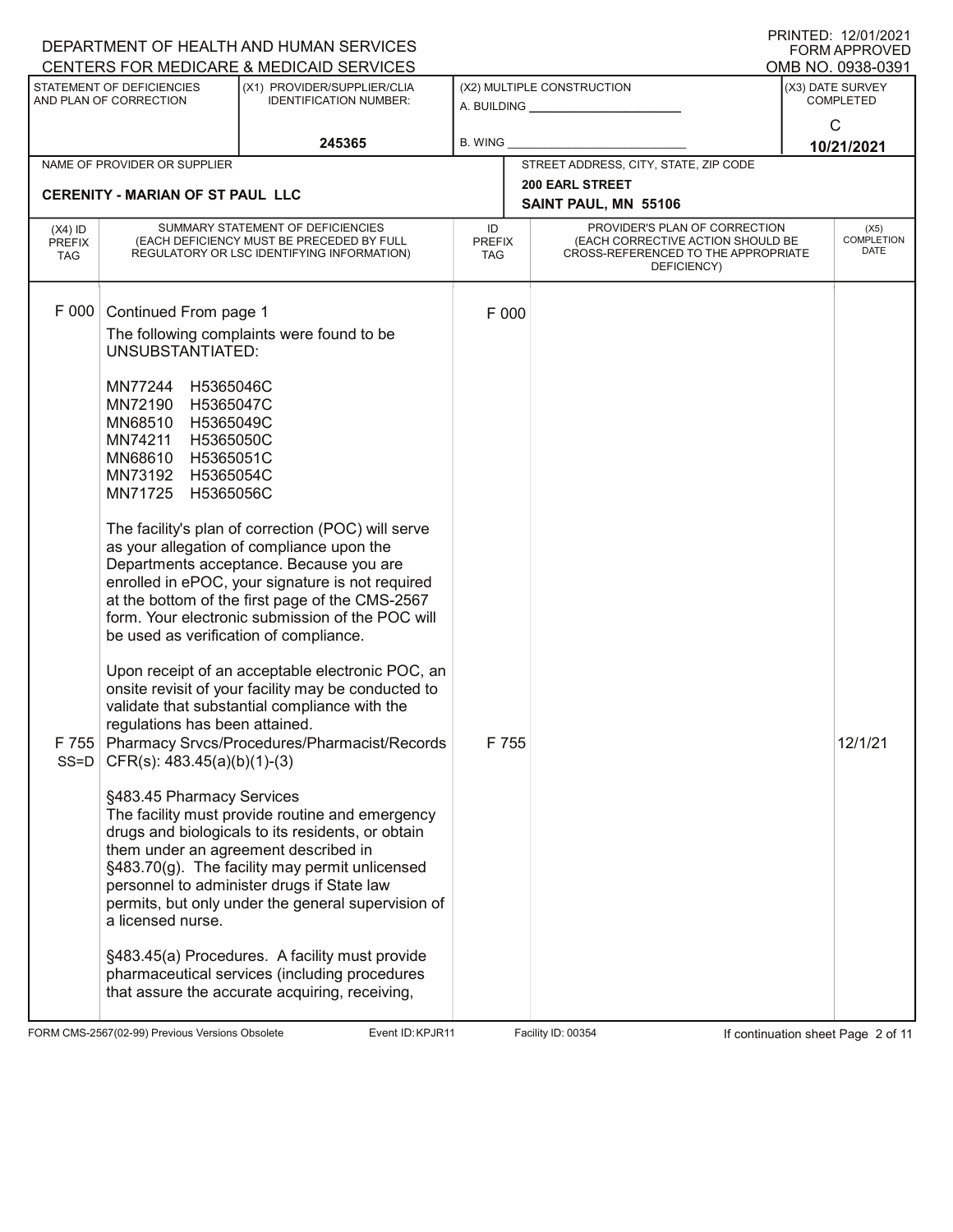DEPARTMENT OF HEALTH AND HUMAN SERVICES
CENTERS FOR MEDICARE & MEDICAID SERVICES

PRINTED: 12/01/2021
FORM APPROVED
OMB NO. 0938-0391

| STATEMENT OF DEFICIENCIES AND PLAN OF CORRECTION | (X1) PROVIDER/SUPPLIER/CLIA IDENTIFICATION NUMBER: | (X2) MULTIPLE CONSTRUCTION | (X3) DATE SURVEY COMPLETED |
|---|---|---|---|
| | 245365 | A. BUILDING ______ B. WING ______ | C 10/21/2021 |

| NAME OF PROVIDER OR SUPPLIER | STREET ADDRESS, CITY, STATE, ZIP CODE |
|---|---|
| CERENITY - MARIAN OF ST PAUL LLC | 200 EARL STREET SAINT PAUL, MN 55106 |

| (X4) ID PREFIX TAG | SUMMARY STATEMENT OF DEFICIENCIES (EACH DEFICIENCY MUST BE PRECEDED BY FULL REGULATORY OR LSC IDENTIFYING INFORMATION) | ID PREFIX TAG | PROVIDER'S PLAN OF CORRECTION (EACH CORRECTIVE ACTION SHOULD BE CROSS-REFERENCED TO THE APPROPRIATE DEFICIENCY) | (X5) COMPLETION DATE |
|---|---|---|---|---|
| F 000 | Continued From page 1<br>The following complaints were found to be UNSUBSTANTIATED:<br><br>MN77244 H5365046C<br>MN72190 H5365047C<br>MN68510 H5365049C<br>MN74211 H5365050C<br>MN68610 H5365051C<br>MN73192 H5365054C<br>MN71725 H5365056C<br><br>The facility's plan of correction (POC) will serve as your allegation of compliance upon the Departments acceptance. Because you are enrolled in ePOC, your signature is not required at the bottom of the first page of the CMS-2567 form. Your electronic submission of the POC will be used as verification of compliance.<br><br>Upon receipt of an acceptable electronic POC, an onsite revisit of your facility may be conducted to validate that substantial compliance with the regulations has been attained. | F 000 | | |
| F 755 SS=D | Pharmacy Srvcs/Procedures/Pharmacist/Records CFR(s): 483.45(a)(b)(1)-(3)<br><br>§483.45 Pharmacy Services<br>The facility must provide routine and emergency drugs and biologicals to its residents, or obtain them under an agreement described in §483.70(g). The facility may permit unlicensed personnel to administer drugs if State law permits, but only under the general supervision of a licensed nurse.<br><br>§483.45(a) Procedures. A facility must provide pharmaceutical services (including procedures that assure the accurate acquiring, receiving, | F 755 | | 12/1/21 |

FORM CMS-2567(02-99) Previous Versions Obsolete Event ID: KPJR11 Facility ID: 00354 If continuation sheet Page 2 of 11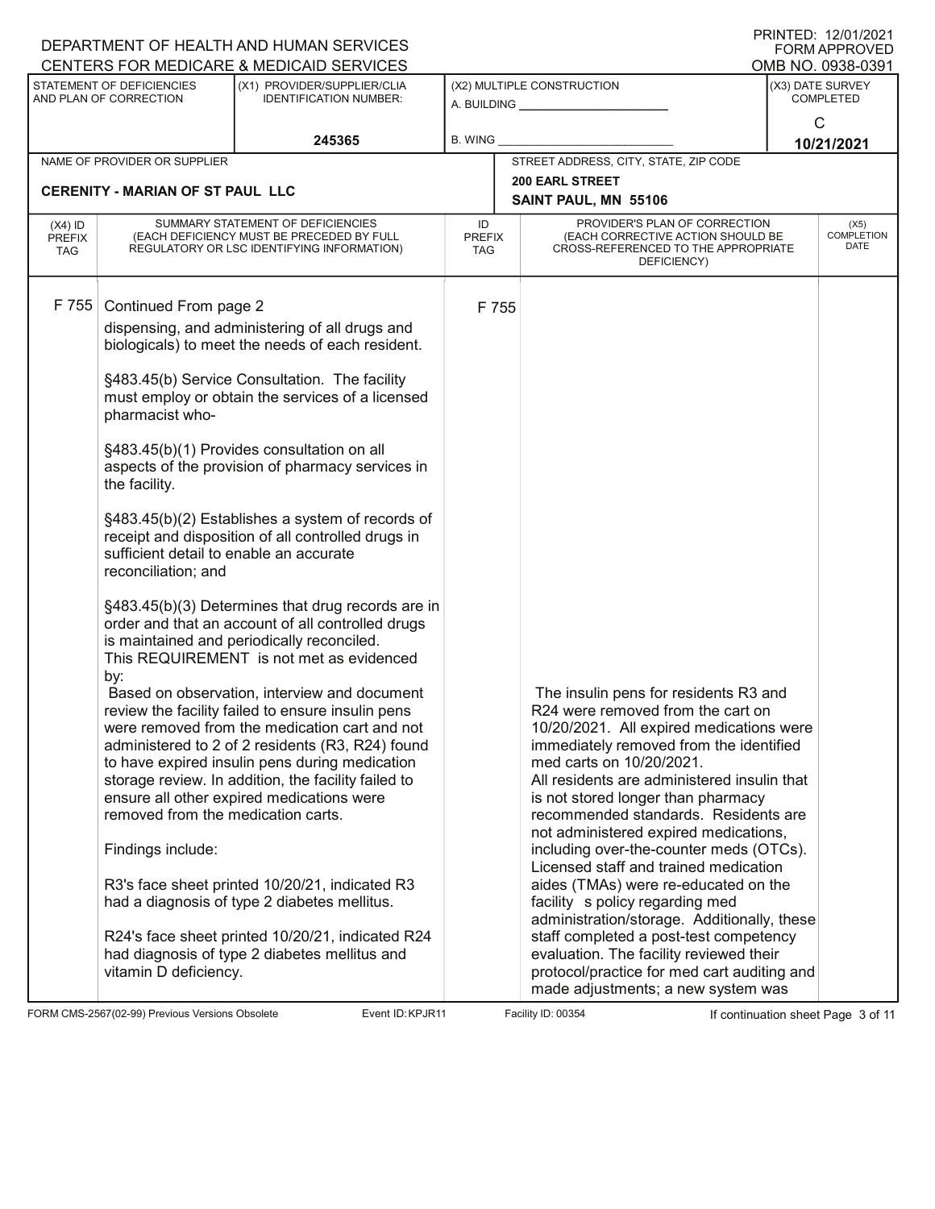DEPARTMENT OF HEALTH AND HUMAN SERVICES
CENTERS FOR MEDICARE & MEDICAID SERVICES

PRINTED: 12/01/2021
FORM APPROVED
OMB NO. 0938-0391

| STATEMENT OF DEFICIENCIES AND PLAN OF CORRECTION | (X1) PROVIDER/SUPPLIER/CLIA IDENTIFICATION NUMBER: | (X2) MULTIPLE CONSTRUCTION | (X3) DATE SURVEY COMPLETED |
|---|---|---|---|
| | 245365 | A. BUILDING ______ B. WING ______ | C 10/21/2021 |

| NAME OF PROVIDER OR SUPPLIER | STREET ADDRESS, CITY, STATE, ZIP CODE |
|---|---|
| CERENITY - MARIAN OF ST PAUL LLC | 200 EARL STREET SAINT PAUL, MN 55106 |

| (X4) ID PREFIX TAG | SUMMARY STATEMENT OF DEFICIENCIES (EACH DEFICIENCY MUST BE PRECEDED BY FULL REGULATORY OR LSC IDENTIFYING INFORMATION) | ID PREFIX TAG | PROVIDER'S PLAN OF CORRECTION (EACH CORRECTIVE ACTION SHOULD BE CROSS-REFERENCED TO THE APPROPRIATE DEFICIENCY) | (X5) COMPLETION DATE |
|---|---|---|---|---|
| F 755 | Continued From page 2<br>dispensing, and administering of all drugs and biologicals) to meet the needs of each resident.<br><br>§483.45(b) Service Consultation. The facility must employ or obtain the services of a licensed pharmacist who-<br><br>§483.45(b)(1) Provides consultation on all aspects of the provision of pharmacy services in the facility.<br><br>§483.45(b)(2) Establishes a system of records of receipt and disposition of all controlled drugs in sufficient detail to enable an accurate reconciliation; and<br><br>§483.45(b)(3) Determines that drug records are in order and that an account of all controlled drugs is maintained and periodically reconciled.<br>This REQUIREMENT is not met as evidenced by:<br>Based on observation, interview and document review the facility failed to ensure insulin pens were removed from the medication cart and not administered to 2 of 2 residents (R3, R24) found to have expired insulin pens during medication storage review. In addition, the facility failed to ensure all other expired medications were removed from the medication carts.<br><br>Findings include:<br><br>R3's face sheet printed 10/20/21, indicated R3 had a diagnosis of type 2 diabetes mellitus.<br><br>R24's face sheet printed 10/20/21, indicated R24 had diagnosis of type 2 diabetes mellitus and vitamin D deficiency. | F 755 | The insulin pens for residents R3 and R24 were removed from the cart on 10/20/2021. All expired medications were immediately removed from the identified med carts on 10/20/2021.<br>All residents are administered insulin that is not stored longer than pharmacy recommended standards. Residents are not administered expired medications, including over-the-counter meds (OTCs).<br>Licensed staff and trained medication aides (TMAs) were re-educated on the facility s policy regarding med administration/storage. Additionally, these staff completed a post-test competency evaluation. The facility reviewed their protocol/practice for med cart auditing and made adjustments; a new system was | |

FORM CMS-2567(02-99) Previous Versions Obsolete | Event ID: KPJR11 | Facility ID: 00354 | If continuation sheet Page 3 of 11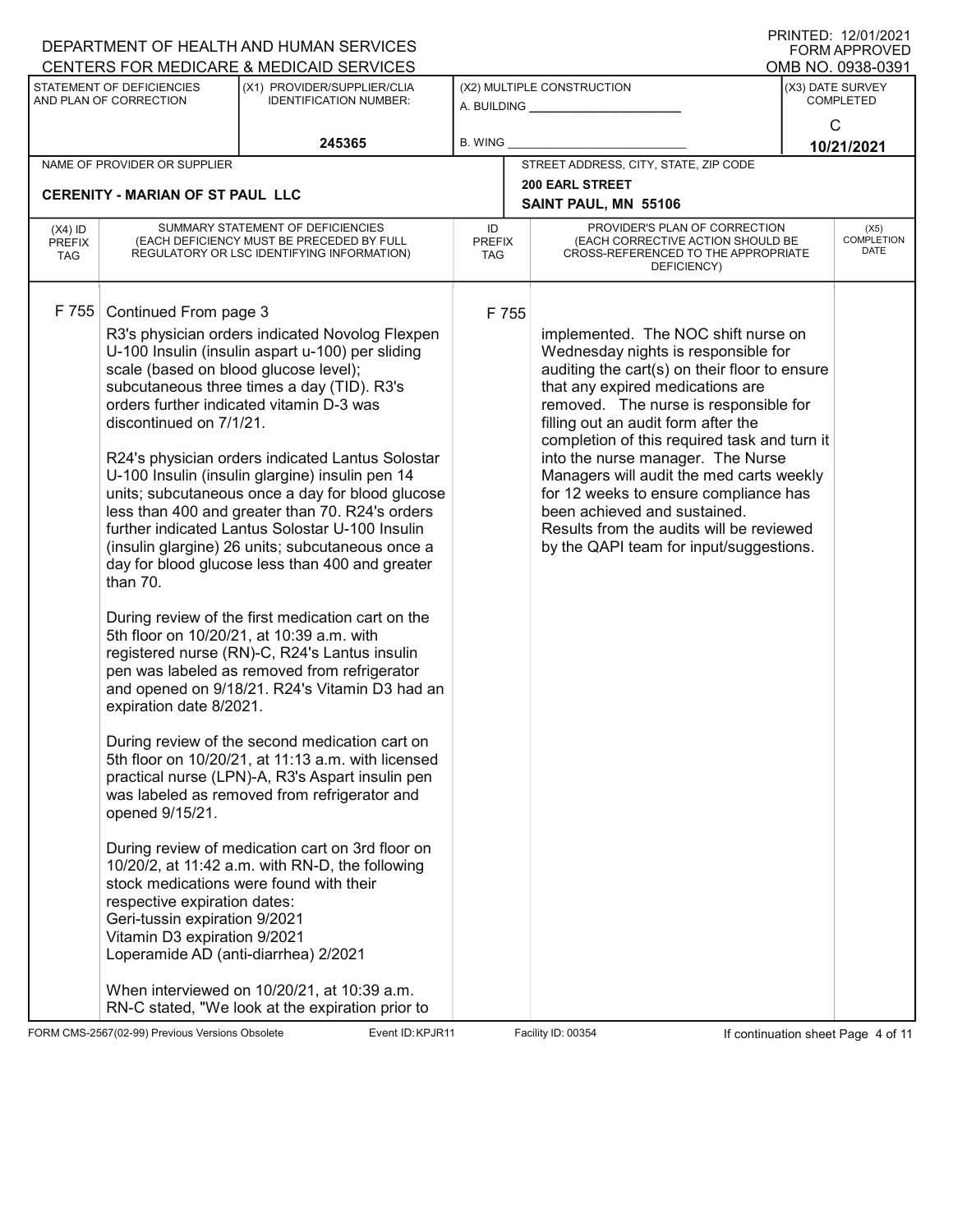DEPARTMENT OF HEALTH AND HUMAN SERVICES
CENTERS FOR MEDICARE & MEDICAID SERVICES

PRINTED: 12/01/2021
FORM APPROVED
OMB NO. 0938-0391

| STATEMENT OF DEFICIENCIES AND PLAN OF CORRECTION | (X1) PROVIDER/SUPPLIER/CLIA IDENTIFICATION NUMBER: | (X2) MULTIPLE CONSTRUCTION | (X3) DATE SURVEY COMPLETED |
|---|---|---|---|
| | 245365 | A. BUILDING ______ B. WING ______ | C 10/21/2021 |

| NAME OF PROVIDER OR SUPPLIER | STREET ADDRESS, CITY, STATE, ZIP CODE |
|---|---|
| CERENITY - MARIAN OF ST PAUL LLC | 200 EARL STREET SAINT PAUL, MN 55106 |

| (X4) ID PREFIX TAG | SUMMARY STATEMENT OF DEFICIENCIES (EACH DEFICIENCY MUST BE PRECEDED BY FULL REGULATORY OR LSC IDENTIFYING INFORMATION) | ID PREFIX TAG | PROVIDER'S PLAN OF CORRECTION (EACH CORRECTIVE ACTION SHOULD BE CROSS-REFERENCED TO THE APPROPRIATE DEFICIENCY) | (X5) COMPLETION DATE |
|---|---|---|---|---|
| F 755 | Continued From page 3 | F 755 | | |

R3's physician orders indicated Novolog Flexpen U-100 Insulin (insulin aspart u-100) per sliding scale (based on blood glucose level); subcutaneous three times a day (TID). R3's orders further indicated vitamin D-3 was discontinued on 7/1/21.

R24's physician orders indicated Lantus Solostar U-100 Insulin (insulin glargine) insulin pen 14 units; subcutaneous once a day for blood glucose less than 400 and greater than 70. R24's orders further indicated Lantus Solostar U-100 Insulin (insulin glargine) 26 units; subcutaneous once a day for blood glucose less than 400 and greater than 70.

During review of the first medication cart on the 5th floor on 10/20/21, at 10:39 a.m. with registered nurse (RN)-C, R24's Lantus insulin pen was labeled as removed from refrigerator and opened on 9/18/21. R24's Vitamin D3 had an expiration date 8/2021.

During review of the second medication cart on 5th floor on 10/20/21, at 11:13 a.m. with licensed practical nurse (LPN)-A, R3's Aspart insulin pen was labeled as removed from refrigerator and opened 9/15/21.

During review of medication cart on 3rd floor on 10/20/2, at 11:42 a.m. with RN-D, the following stock medications were found with their respective expiration dates:
Geri-tussin expiration 9/2021
Vitamin D3 expiration 9/2021
Loperamide AD (anti-diarrhea) 2/2021

When interviewed on 10/20/21, at 10:39 a.m. RN-C stated, "We look at the expiration prior to

**Provider's Plan of Correction (continued):**

implemented. The NOC shift nurse on Wednesday nights is responsible for auditing the cart(s) on their floor to ensure that any expired medications are removed. The nurse is responsible for filling out an audit form after the completion of this required task and turn it into the nurse manager. The Nurse Managers will audit the med carts weekly for 12 weeks to ensure compliance has been achieved and sustained.
Results from the audits will be reviewed by the QAPI team for input/suggestions.

FORM CMS-2567(02-99) Previous Versions Obsolete Event ID: KPJR11 Facility ID: 00354 If continuation sheet Page 4 of 11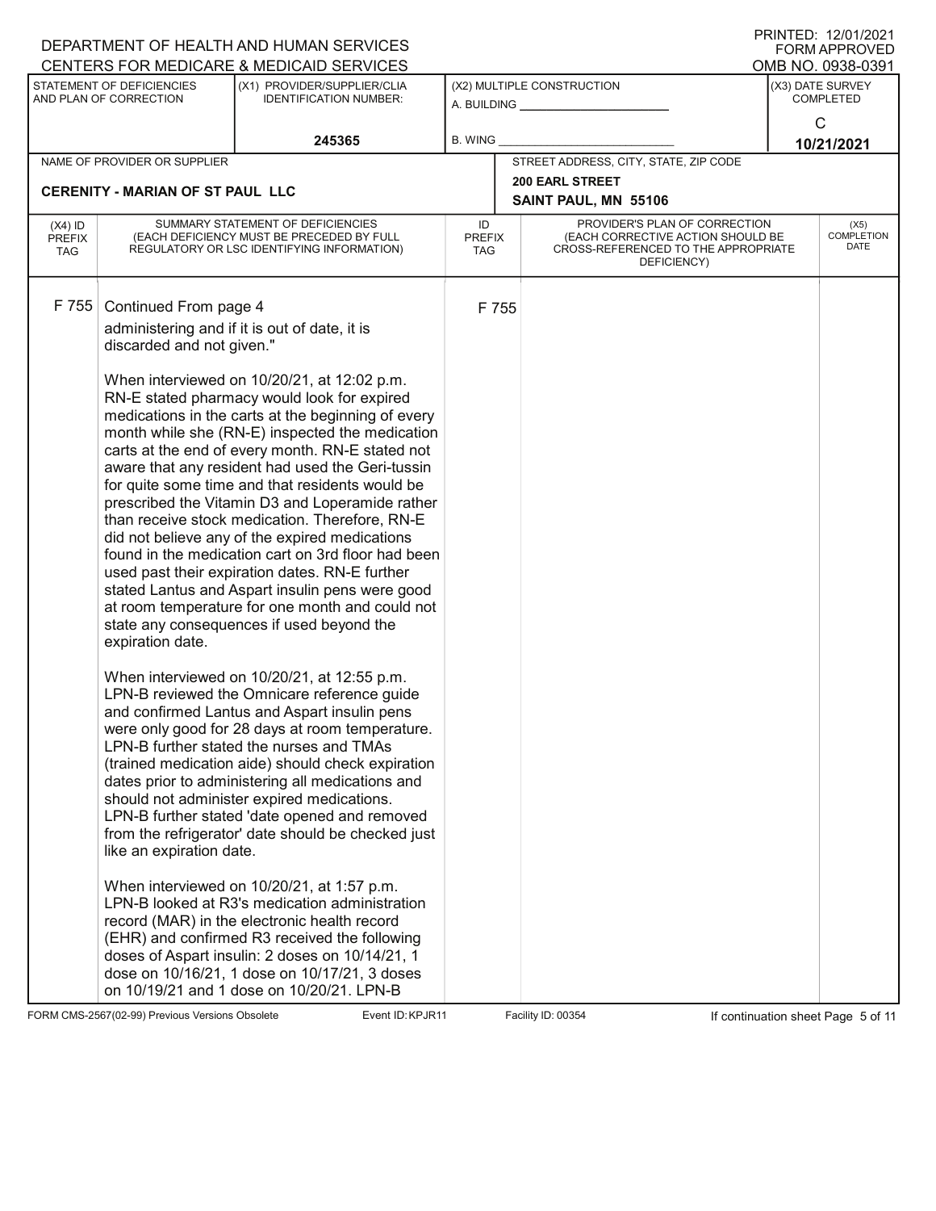| (X4) ID PREFIX TAG | SUMMARY STATEMENT OF DEFICIENCIES (EACH DEFICIENCY MUST BE PRECEDED BY FULL REGULATORY OR LSC IDENTIFYING INFORMATION) | ID PREFIX TAG | PROVIDER'S PLAN OF CORRECTION (EACH CORRECTIVE ACTION SHOULD BE CROSS-REFERENCED TO THE APPROPRIATE DEFICIENCY) | (X5) COMPLETION DATE |
|---|---|---|---|---|
| F 755 | Continued From page 4 | F 755 | | |

administering and if it is out of date, it is discarded and not given."

When interviewed on 10/20/21, at 12:02 p.m. RN-E stated pharmacy would look for expired medications in the carts at the beginning of every month while she (RN-E) inspected the medication carts at the end of every month. RN-E stated not aware that any resident had used the Geri-tussin for quite some time and that residents would be prescribed the Vitamin D3 and Loperamide rather than receive stock medication. Therefore, RN-E did not believe any of the expired medications found in the medication cart on 3rd floor had been used past their expiration dates. RN-E further stated Lantus and Aspart insulin pens were good at room temperature for one month and could not state any consequences if used beyond the expiration date.

When interviewed on 10/20/21, at 12:55 p.m. LPN-B reviewed the Omnicare reference guide and confirmed Lantus and Aspart insulin pens were only good for 28 days at room temperature. LPN-B further stated the nurses and TMAs (trained medication aide) should check expiration dates prior to administering all medications and should not administer expired medications. LPN-B further stated 'date opened and removed from the refrigerator' date should be checked just like an expiration date.

When interviewed on 10/20/21, at 1:57 p.m. LPN-B looked at R3's medication administration record (MAR) in the electronic health record (EHR) and confirmed R3 received the following doses of Aspart insulin: 2 doses on 10/14/21, 1 dose on 10/16/21, 1 dose on 10/17/21, 3 doses on 10/19/21 and 1 dose on 10/20/21. LPN-B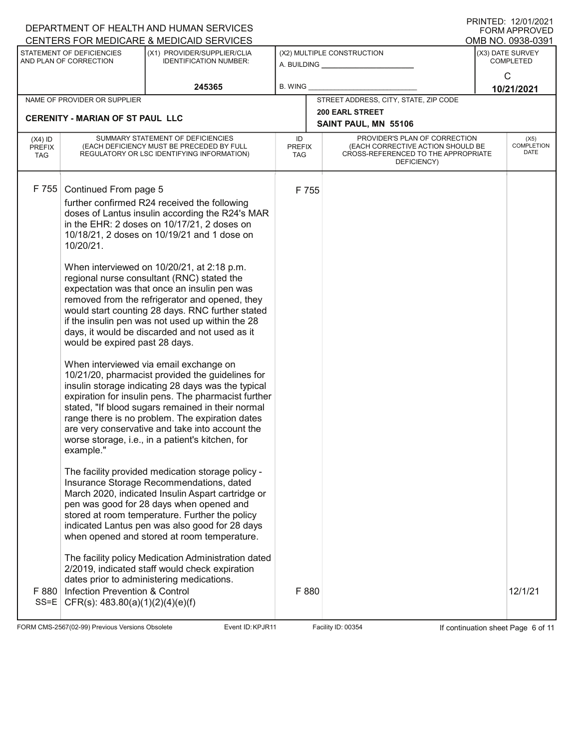DEPARTMENT OF HEALTH AND HUMAN SERVICES
CENTERS FOR MEDICARE & MEDICAID SERVICES

PRINTED: 12/01/2021
FORM APPROVED
OMB NO. 0938-0391

| STATEMENT OF DEFICIENCIES AND PLAN OF CORRECTION | (X1) PROVIDER/SUPPLIER/CLIA IDENTIFICATION NUMBER: | (X2) MULTIPLE CONSTRUCTION | (X3) DATE SURVEY COMPLETED |
|---|---|---|---|
| | 245365 | A. BUILDING ______ B. WING ______ | C 10/21/2021 |

| NAME OF PROVIDER OR SUPPLIER | STREET ADDRESS, CITY, STATE, ZIP CODE |
|---|---|
| CERENITY - MARIAN OF ST PAUL LLC | 200 EARL STREET SAINT PAUL, MN 55106 |

| (X4) ID PREFIX TAG | SUMMARY STATEMENT OF DEFICIENCIES (EACH DEFICIENCY MUST BE PRECEDED BY FULL REGULATORY OR LSC IDENTIFYING INFORMATION) | ID PREFIX TAG | PROVIDER'S PLAN OF CORRECTION (EACH CORRECTIVE ACTION SHOULD BE CROSS-REFERENCED TO THE APPROPRIATE DEFICIENCY) | (X5) COMPLETION DATE |
|---|---|---|---|---|
| F 755 | Continued From page 5<br>further confirmed R24 received the following doses of Lantus insulin according the R24's MAR in the EHR: 2 doses on 10/17/21, 2 doses on 10/18/21, 2 doses on 10/19/21 and 1 dose on 10/20/21.<br><br>When interviewed on 10/20/21, at 2:18 p.m. regional nurse consultant (RNC) stated the expectation was that once an insulin pen was removed from the refrigerator and opened, they would start counting 28 days. RNC further stated if the insulin pen was not used up within the 28 days, it would be discarded and not used as it would be expired past 28 days.<br><br>When interviewed via email exchange on 10/21/20, pharmacist provided the guidelines for insulin storage indicating 28 days was the typical expiration for insulin pens. The pharmacist further stated, "If blood sugars remained in their normal range there is no problem. The expiration dates are very conservative and take into account the worse storage, i.e., in a patient's kitchen, for example."<br><br>The facility provided medication storage policy - Insurance Storage Recommendations, dated March 2020, indicated Insulin Aspart cartridge or pen was good for 28 days when opened and stored at room temperature. Further the policy indicated Lantus pen was also good for 28 days when opened and stored at room temperature.<br><br>The facility policy Medication Administration dated 2/2019, indicated staff would check expiration dates prior to administering medications. | F 755 | | |
| F 880 SS=E | Infection Prevention & Control<br>CFR(s): 483.80(a)(1)(2)(4)(e)(f) | F 880 | | 12/1/21 |

FORM CMS-2567(02-99) Previous Versions Obsolete Event ID: KPJR11 Facility ID: 00354 If continuation sheet Page 6 of 11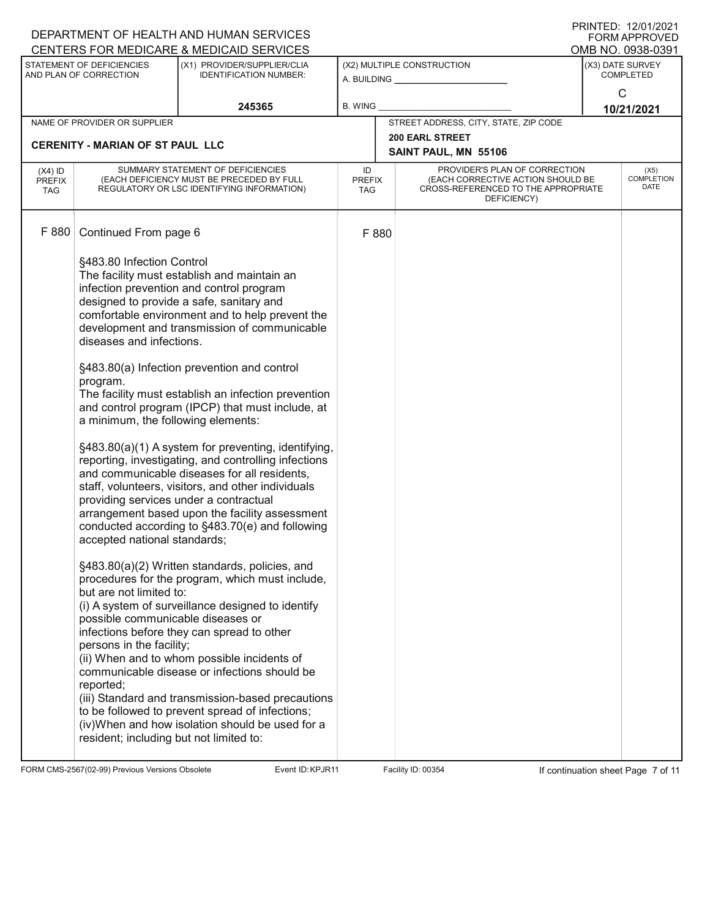DEPARTMENT OF HEALTH AND HUMAN SERVICES
CENTERS FOR MEDICARE & MEDICAID SERVICES

PRINTED: 12/01/2021
FORM APPROVED
OMB NO. 0938-0391

| STATEMENT OF DEFICIENCIES AND PLAN OF CORRECTION | (X1) PROVIDER/SUPPLIER/CLIA IDENTIFICATION NUMBER: | (X2) MULTIPLE CONSTRUCTION | (X3) DATE SURVEY COMPLETED |
|---|---|---|---|
| | 245365 | A. BUILDING ______ B. WING ______ | C 10/21/2021 |

| NAME OF PROVIDER OR SUPPLIER | STREET ADDRESS, CITY, STATE, ZIP CODE |
|---|---|
| CERENITY - MARIAN OF ST PAUL LLC | 200 EARL STREET SAINT PAUL, MN 55106 |

| (X4) ID PREFIX TAG | SUMMARY STATEMENT OF DEFICIENCIES (EACH DEFICIENCY MUST BE PRECEDED BY FULL REGULATORY OR LSC IDENTIFYING INFORMATION) | ID PREFIX TAG | PROVIDER'S PLAN OF CORRECTION (EACH CORRECTIVE ACTION SHOULD BE CROSS-REFERENCED TO THE APPROPRIATE DEFICIENCY) | (X5) COMPLETION DATE |
|---|---|---|---|---|
| F 880 | Continued From page 6 | F 880 | | |

§483.80 Infection Control
The facility must establish and maintain an infection prevention and control program designed to provide a safe, sanitary and comfortable environment and to help prevent the development and transmission of communicable diseases and infections.

§483.80(a) Infection prevention and control program.
The facility must establish an infection prevention and control program (IPCP) that must include, at a minimum, the following elements:

§483.80(a)(1) A system for preventing, identifying, reporting, investigating, and controlling infections and communicable diseases for all residents, staff, volunteers, visitors, and other individuals providing services under a contractual arrangement based upon the facility assessment conducted according to §483.70(e) and following accepted national standards;

§483.80(a)(2) Written standards, policies, and procedures for the program, which must include, but are not limited to:
(i) A system of surveillance designed to identify possible communicable diseases or infections before they can spread to other persons in the facility;
(ii) When and to whom possible incidents of communicable disease or infections should be reported;
(iii) Standard and transmission-based precautions to be followed to prevent spread of infections;
(iv)When and how isolation should be used for a resident; including but not limited to:

FORM CMS-2567(02-99) Previous Versions Obsolete Event ID: KPJR11 Facility ID: 00354 If continuation sheet Page 7 of 11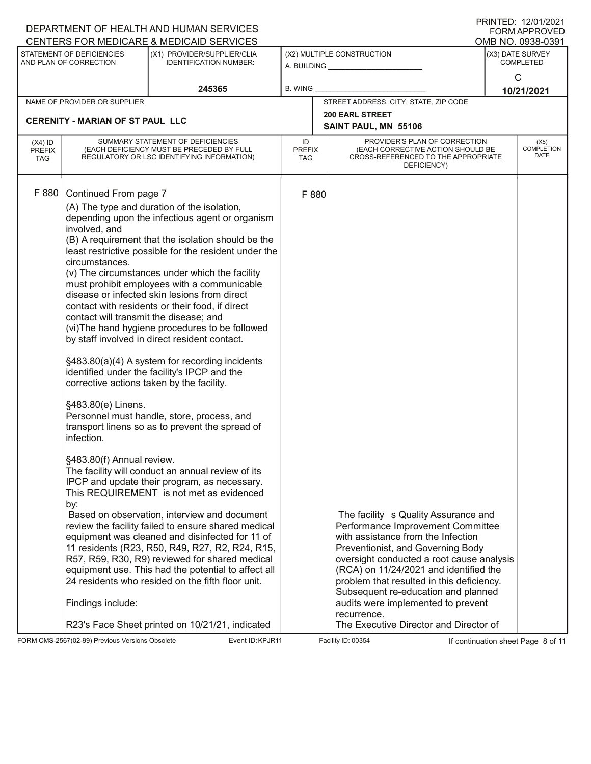DEPARTMENT OF HEALTH AND HUMAN SERVICES
CENTERS FOR MEDICARE & MEDICAID SERVICES

PRINTED: 12/01/2021
FORM APPROVED
OMB NO. 0938-0391

| STATEMENT OF DEFICIENCIES AND PLAN OF CORRECTION | (X1) PROVIDER/SUPPLIER/CLIA IDENTIFICATION NUMBER: | (X2) MULTIPLE CONSTRUCTION | (X3) DATE SURVEY COMPLETED |
|---|---|---|---|
| | 245365 | A. BUILDING ______ B. WING ______ | C 10/21/2021 |

| NAME OF PROVIDER OR SUPPLIER | STREET ADDRESS, CITY, STATE, ZIP CODE |
|---|---|
| CERENITY - MARIAN OF ST PAUL LLC | 200 EARL STREET SAINT PAUL, MN 55106 |

| (X4) ID PREFIX TAG | SUMMARY STATEMENT OF DEFICIENCIES (EACH DEFICIENCY MUST BE PRECEDED BY FULL REGULATORY OR LSC IDENTIFYING INFORMATION) | ID PREFIX TAG | PROVIDER'S PLAN OF CORRECTION (EACH CORRECTIVE ACTION SHOULD BE CROSS-REFERENCED TO THE APPROPRIATE DEFICIENCY) | (X5) COMPLETION DATE |
|---|---|---|---|---|
| F 880 | Continued From page 7<br>(A) The type and duration of the isolation, depending upon the infectious agent or organism involved, and<br>(B) A requirement that the isolation should be the least restrictive possible for the resident under the circumstances.<br>(v) The circumstances under which the facility must prohibit employees with a communicable disease or infected skin lesions from direct contact with residents or their food, if direct contact will transmit the disease; and<br>(vi)The hand hygiene procedures to be followed by staff involved in direct resident contact.<br><br>§483.80(a)(4) A system for recording incidents identified under the facility's IPCP and the corrective actions taken by the facility.<br><br>§483.80(e) Linens.<br>Personnel must handle, store, process, and transport linens so as to prevent the spread of infection.<br><br>§483.80(f) Annual review.<br>The facility will conduct an annual review of its IPCP and update their program, as necessary.<br>This REQUIREMENT is not met as evidenced by:<br>Based on observation, interview and document review the facility failed to ensure shared medical equipment was cleaned and disinfected for 11 of 11 residents (R23, R50, R49, R27, R2, R24, R15, R57, R59, R30, R9) reviewed for shared medical equipment use. This had the potential to affect all 24 residents who resided on the fifth floor unit.<br><br>Findings include:<br><br>R23's Face Sheet printed on 10/21/21, indicated | F 880 | The facility s Quality Assurance and Performance Improvement Committee with assistance from the Infection Preventionist, and Governing Body oversight conducted a root cause analysis (RCA) on 11/24/2021 and identified the problem that resulted in this deficiency. Subsequent re-education and planned audits were implemented to prevent recurrence.<br>The Executive Director and Director of | |

FORM CMS-2567(02-99) Previous Versions Obsolete Event ID: KPJR11 Facility ID: 00354 If continuation sheet Page 8 of 11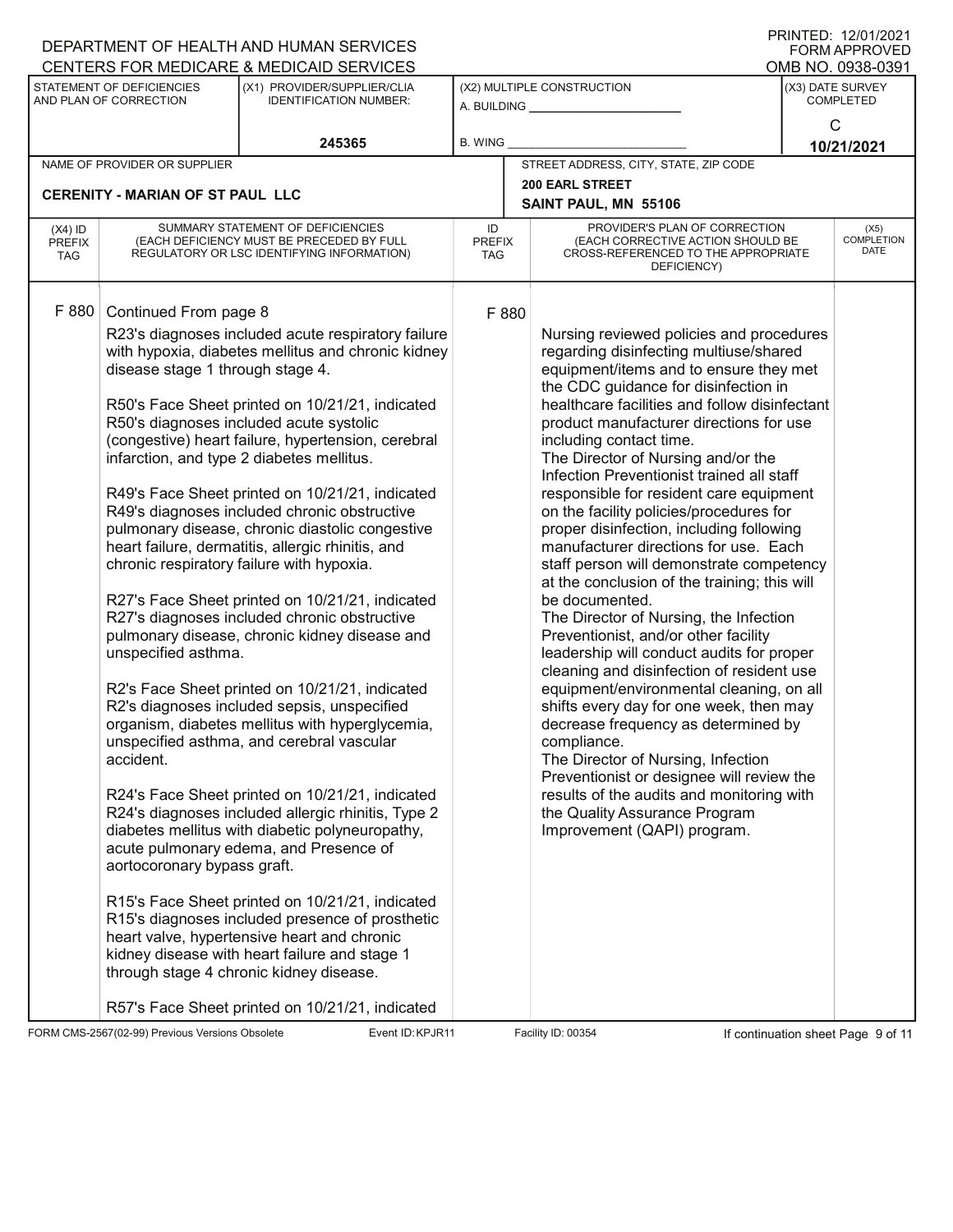DEPARTMENT OF HEALTH AND HUMAN SERVICES
CENTERS FOR MEDICARE & MEDICAID SERVICES

PRINTED: 12/01/2021
FORM APPROVED
OMB NO. 0938-0391

| STATEMENT OF DEFICIENCIES AND PLAN OF CORRECTION | (X1) PROVIDER/SUPPLIER/CLIA IDENTIFICATION NUMBER: | (X2) MULTIPLE CONSTRUCTION | (X3) DATE SURVEY COMPLETED |
|---|---|---|---|
| | 245365 | A. BUILDING ______ B. WING ______ | C 10/21/2021 |

| NAME OF PROVIDER OR SUPPLIER | STREET ADDRESS, CITY, STATE, ZIP CODE |
|---|---|
| CERENITY - MARIAN OF ST PAUL LLC | 200 EARL STREET SAINT PAUL, MN 55106 |

| (X4) ID PREFIX TAG | SUMMARY STATEMENT OF DEFICIENCIES (EACH DEFICIENCY MUST BE PRECEDED BY FULL REGULATORY OR LSC IDENTIFYING INFORMATION) | ID PREFIX TAG | PROVIDER'S PLAN OF CORRECTION (EACH CORRECTIVE ACTION SHOULD BE CROSS-REFERENCED TO THE APPROPRIATE DEFICIENCY) | (X5) COMPLETION DATE |
|---|---|---|---|---|
| F 880 | Continued From page 8<br><br>R23's diagnoses included acute respiratory failure with hypoxia, diabetes mellitus and chronic kidney disease stage 1 through stage 4.<br><br>R50's Face Sheet printed on 10/21/21, indicated R50's diagnoses included acute systolic (congestive) heart failure, hypertension, cerebral infarction, and type 2 diabetes mellitus.<br><br>R49's Face Sheet printed on 10/21/21, indicated R49's diagnoses included chronic obstructive pulmonary disease, chronic diastolic congestive heart failure, dermatitis, allergic rhinitis, and chronic respiratory failure with hypoxia.<br><br>R27's Face Sheet printed on 10/21/21, indicated R27's diagnoses included chronic obstructive pulmonary disease, chronic kidney disease and unspecified asthma.<br><br>R2's Face Sheet printed on 10/21/21, indicated R2's diagnoses included sepsis, unspecified organism, diabetes mellitus with hyperglycemia, unspecified asthma, and cerebral vascular accident.<br><br>R24's Face Sheet printed on 10/21/21, indicated R24's diagnoses included allergic rhinitis, Type 2 diabetes mellitus with diabetic polyneuropathy, acute pulmonary edema, and Presence of aortocoronary bypass graft.<br><br>R15's Face Sheet printed on 10/21/21, indicated R15's diagnoses included presence of prosthetic heart valve, hypertensive heart and chronic kidney disease with heart failure and stage 1 through stage 4 chronic kidney disease.<br><br>R57's Face Sheet printed on 10/21/21, indicated | F 880 | Nursing reviewed policies and procedures regarding disinfecting multiuse/shared equipment/items and to ensure they met the CDC guidance for disinfection in healthcare facilities and follow disinfectant product manufacturer directions for use including contact time.<br>The Director of Nursing and/or the Infection Preventionist trained all staff responsible for resident care equipment on the facility policies/procedures for proper disinfection, including following manufacturer directions for use. Each staff person will demonstrate competency at the conclusion of the training; this will be documented.<br>The Director of Nursing, the Infection Preventionist, and/or other facility leadership will conduct audits for proper cleaning and disinfection of resident use equipment/environmental cleaning, on all shifts every day for one week, then may decrease frequency as determined by compliance.<br>The Director of Nursing, Infection Preventionist or designee will review the results of the audits and monitoring with the Quality Assurance Program Improvement (QAPI) program. | |

FORM CMS-2567(02-99) Previous Versions Obsolete Event ID: KPJR11 Facility ID: 00354 If continuation sheet Page 9 of 11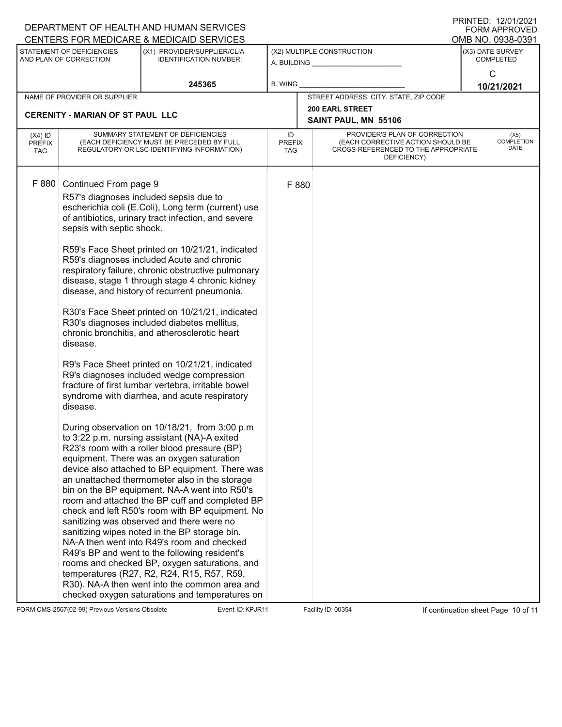DEPARTMENT OF HEALTH AND HUMAN SERVICES
CENTERS FOR MEDICARE & MEDICAID SERVICES

PRINTED: 12/01/2021
FORM APPROVED
OMB NO. 0938-0391

| STATEMENT OF DEFICIENCIES AND PLAN OF CORRECTION | (X1) PROVIDER/SUPPLIER/CLIA IDENTIFICATION NUMBER: | (X2) MULTIPLE CONSTRUCTION | (X3) DATE SURVEY COMPLETED |
|---|---|---|---|
| | 245365 | A. BUILDING ______ B. WING ______ | C 10/21/2021 |

| NAME OF PROVIDER OR SUPPLIER | STREET ADDRESS, CITY, STATE, ZIP CODE |
|---|---|
| CERENITY - MARIAN OF ST PAUL LLC | 200 EARL STREET SAINT PAUL, MN 55106 |

| (X4) ID PREFIX TAG | SUMMARY STATEMENT OF DEFICIENCIES (EACH DEFICIENCY MUST BE PRECEDED BY FULL REGULATORY OR LSC IDENTIFYING INFORMATION) | ID PREFIX TAG | PROVIDER'S PLAN OF CORRECTION (EACH CORRECTIVE ACTION SHOULD BE CROSS-REFERENCED TO THE APPROPRIATE DEFICIENCY) | (X5) COMPLETION DATE |
|---|---|---|---|---|
| F 880 | Continued From page 9 | F 880 | | |

R57's diagnoses included sepsis due to escherichia coli (E.Coli), Long term (current) use of antibiotics, urinary tract infection, and severe sepsis with septic shock.

R59's Face Sheet printed on 10/21/21, indicated R59's diagnoses included Acute and chronic respiratory failure, chronic obstructive pulmonary disease, stage 1 through stage 4 chronic kidney disease, and history of recurrent pneumonia.

R30's Face Sheet printed on 10/21/21, indicated R30's diagnoses included diabetes mellitus, chronic bronchitis, and atherosclerotic heart disease.

R9's Face Sheet printed on 10/21/21, indicated R9's diagnoses included wedge compression fracture of first lumbar vertebra, irritable bowel syndrome with diarrhea, and acute respiratory disease.

During observation on 10/18/21, from 3:00 p.m to 3:22 p.m. nursing assistant (NA)-A exited R23's room with a roller blood pressure (BP) equipment. There was an oxygen saturation device also attached to BP equipment. There was an unattached thermometer also in the storage bin on the BP equipment. NA-A went into R50's room and attached the BP cuff and completed BP check and left R50's room with BP equipment. No sanitizing was observed and there were no sanitizing wipes noted in the BP storage bin. NA-A then went into R49's room and checked R49's BP and went to the following resident's rooms and checked BP, oxygen saturations, and temperatures (R27, R2, R24, R15, R57, R59, R30). NA-A then went into the common area and checked oxygen saturations and temperatures on

FORM CMS-2567(02-99) Previous Versions Obsolete Event ID: KPJR11 Facility ID: 00354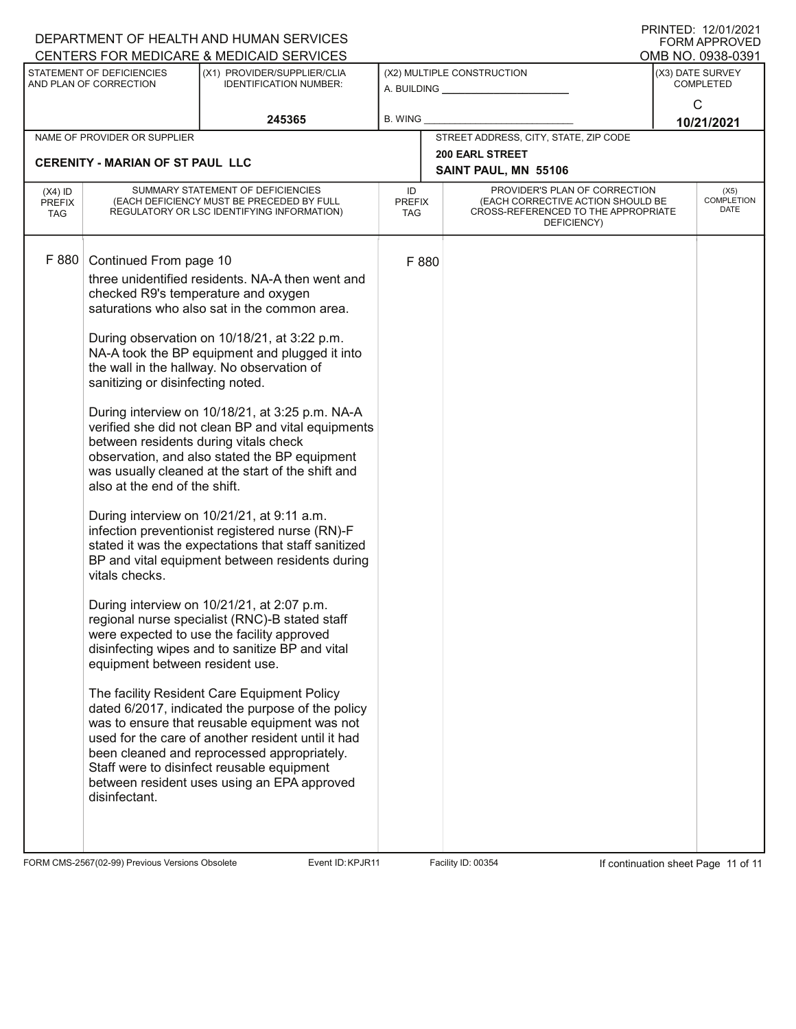DEPARTMENT OF HEALTH AND HUMAN SERVICES
CENTERS FOR MEDICARE & MEDICAID SERVICES

PRINTED: 12/01/2021
FORM APPROVED
OMB NO. 0938-0391

| STATEMENT OF DEFICIENCIES AND PLAN OF CORRECTION | (X1) PROVIDER/SUPPLIER/CLIA IDENTIFICATION NUMBER: | (X2) MULTIPLE CONSTRUCTION | (X3) DATE SURVEY COMPLETED |
|---|---|---|---|
| | 245365 | A. BUILDING ______ B. WING ______ | C 10/21/2021 |

| NAME OF PROVIDER OR SUPPLIER | STREET ADDRESS, CITY, STATE, ZIP CODE |
|---|---|
| CERENITY - MARIAN OF ST PAUL LLC | 200 EARL STREET SAINT PAUL, MN 55106 |

| (X4) ID PREFIX TAG | SUMMARY STATEMENT OF DEFICIENCIES (EACH DEFICIENCY MUST BE PRECEDED BY FULL REGULATORY OR LSC IDENTIFYING INFORMATION) | ID PREFIX TAG | PROVIDER'S PLAN OF CORRECTION (EACH CORRECTIVE ACTION SHOULD BE CROSS-REFERENCED TO THE APPROPRIATE DEFICIENCY) | (X5) COMPLETION DATE |
|---|---|---|---|---|
| F 880 | Continued From page 10 | F 880 | | |

three unidentified residents. NA-A then went and checked R9's temperature and oxygen saturations who also sat in the common area.

During observation on 10/18/21, at 3:22 p.m. NA-A took the BP equipment and plugged it into the wall in the hallway. No observation of sanitizing or disinfecting noted.

During interview on 10/18/21, at 3:25 p.m. NA-A verified she did not clean BP and vital equipments between residents during vitals check observation, and also stated the BP equipment was usually cleaned at the start of the shift and also at the end of the shift.

During interview on 10/21/21, at 9:11 a.m. infection preventionist registered nurse (RN)-F stated it was the expectations that staff sanitized BP and vital equipment between residents during vitals checks.

During interview on 10/21/21, at 2:07 p.m. regional nurse specialist (RNC)-B stated staff were expected to use the facility approved disinfecting wipes and to sanitize BP and vital equipment between resident use.

The facility Resident Care Equipment Policy dated 6/2017, indicated the purpose of the policy was to ensure that reusable equipment was not used for the care of another resident until it had been cleaned and reprocessed appropriately. Staff were to disinfect reusable equipment between resident uses using an EPA approved disinfectant.

FORM CMS-2567(02-99) Previous Versions Obsolete Event ID: KPJR11 Facility ID: 00354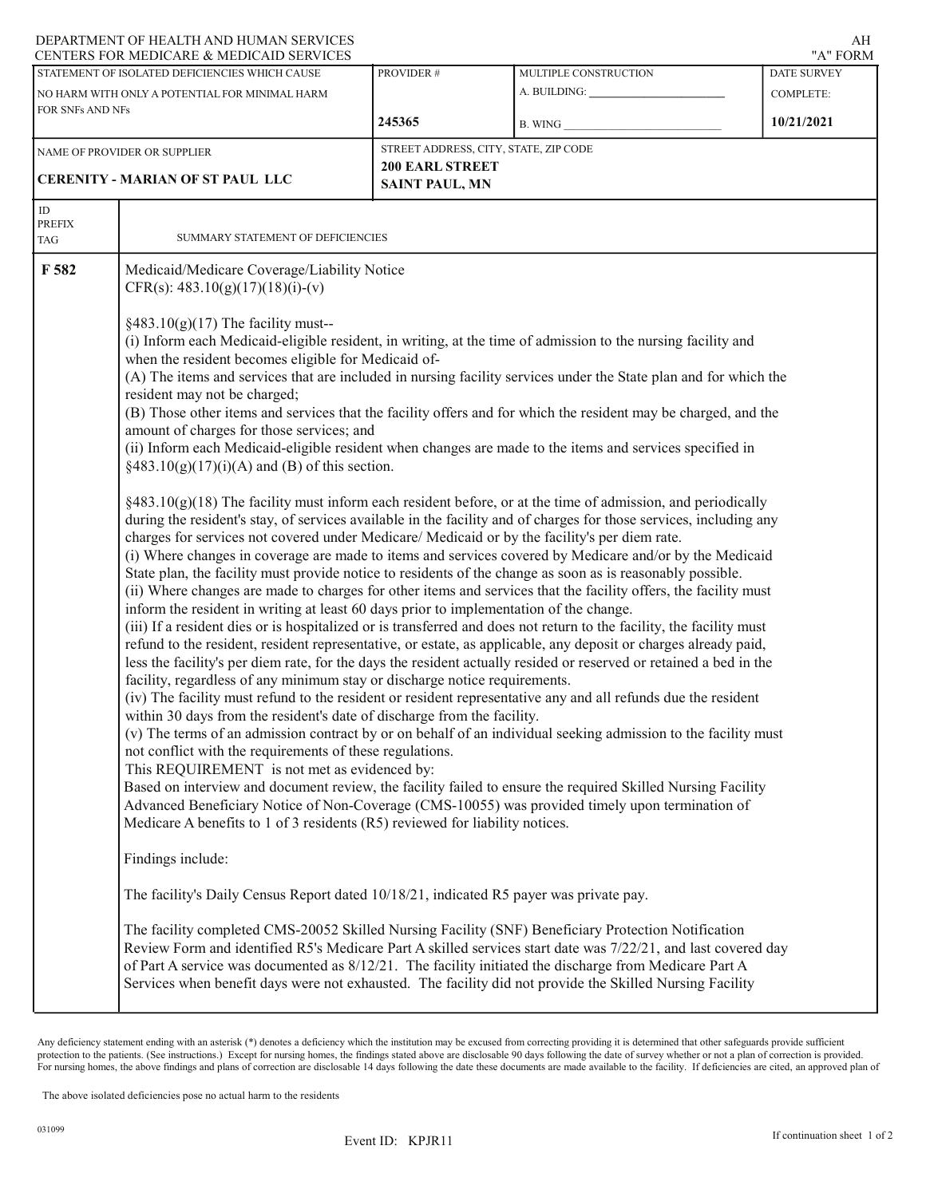DEPARTMENT OF HEALTH AND HUMAN SERVICES
CENTERS FOR MEDICARE & MEDICAID SERVICES

AH
"A" FORM

| STATEMENT OF ISOLATED DEFICIENCIES WHICH CAUSE NO HARM WITH ONLY A POTENTIAL FOR MINIMAL HARM FOR SNFs AND NFs | PROVIDER # | MULTIPLE CONSTRUCTION | DATE SURVEY COMPLETE: |
|---|---|---|---|
| | 245365 | A. BUILDING: ___ B. WING ___ | 10/21/2021 |

| NAME OF PROVIDER OR SUPPLIER | STREET ADDRESS, CITY, STATE, ZIP CODE |
|---|---|
| **CERENITY - MARIAN OF ST PAUL LLC** | **200 EARL STREET SAINT PAUL, MN** |

| ID PREFIX TAG | SUMMARY STATEMENT OF DEFICIENCIES |
|---|---|
| **F 582** | Medicaid/Medicare Coverage/Liability Notice |

CFR(s): 483.10(g)(17)(18)(i)-(v)

§483.10(g)(17) The facility must--
(i) Inform each Medicaid-eligible resident, in writing, at the time of admission to the nursing facility and when the resident becomes eligible for Medicaid of-
(A) The items and services that are included in nursing facility services under the State plan and for which the resident may not be charged;
(B) Those other items and services that the facility offers and for which the resident may be charged, and the amount of charges for those services; and
(ii) Inform each Medicaid-eligible resident when changes are made to the items and services specified in §483.10(g)(17)(i)(A) and (B) of this section.

§483.10(g)(18) The facility must inform each resident before, or at the time of admission, and periodically during the resident's stay, of services available in the facility and of charges for those services, including any charges for services not covered under Medicare/ Medicaid or by the facility's per diem rate.
(i) Where changes in coverage are made to items and services covered by Medicare and/or by the Medicaid State plan, the facility must provide notice to residents of the change as soon as is reasonably possible.
(ii) Where changes are made to charges for other items and services that the facility offers, the facility must inform the resident in writing at least 60 days prior to implementation of the change.
(iii) If a resident dies or is hospitalized or is transferred and does not return to the facility, the facility must refund to the resident, resident representative, or estate, as applicable, any deposit or charges already paid, less the facility's per diem rate, for the days the resident actually resided or reserved or retained a bed in the facility, regardless of any minimum stay or discharge notice requirements.
(iv) The facility must refund to the resident or resident representative any and all refunds due the resident within 30 days from the resident's date of discharge from the facility.
(v) The terms of an admission contract by or on behalf of an individual seeking admission to the facility must not conflict with the requirements of these regulations.
This REQUIREMENT is not met as evidenced by:
Based on interview and document review, the facility failed to ensure the required Skilled Nursing Facility Advanced Beneficiary Notice of Non-Coverage (CMS-10055) was provided timely upon termination of Medicare A benefits to 1 of 3 residents (R5) reviewed for liability notices.

Findings include:

The facility's Daily Census Report dated 10/18/21, indicated R5 payer was private pay.

The facility completed CMS-20052 Skilled Nursing Facility (SNF) Beneficiary Protection Notification Review Form and identified R5's Medicare Part A skilled services start date was 7/22/21, and last covered day of Part A service was documented as 8/12/21. The facility initiated the discharge from Medicare Part A Services when benefit days were not exhausted. The facility did not provide the Skilled Nursing Facility

Any deficiency statement ending with an asterisk (*) denotes a deficiency which the institution may be excused from correcting providing it is determined that other safeguards provide sufficient protection to the patients. (See instructions.) Except for nursing homes, the findings stated above are disclosable 90 days following the date of survey whether or not a plan of correction is provided. For nursing homes, the above findings and plans of correction are disclosable 14 days following the date these documents are made available to the facility. If deficiencies are cited, an approved plan of

The above isolated deficiencies pose no actual harm to the residents

031099

Event ID: KPJR11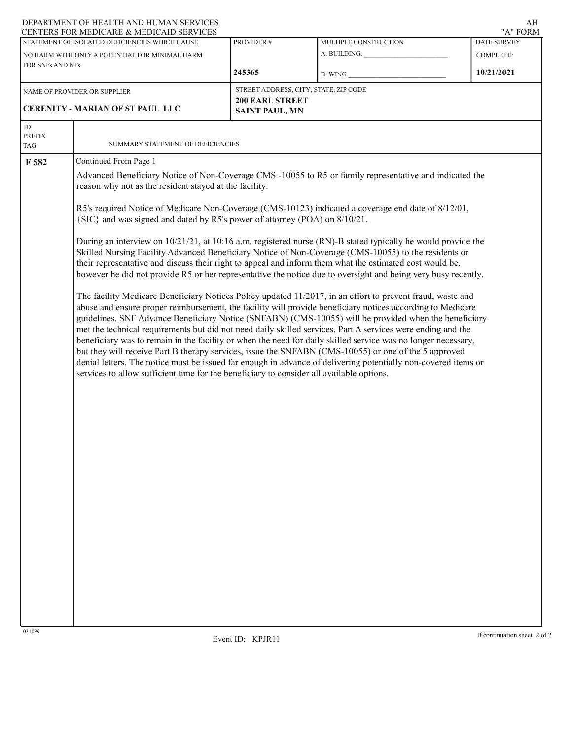DEPARTMENT OF HEALTH AND HUMAN SERVICES
CENTERS FOR MEDICARE & MEDICAID SERVICES

AH
"A" FORM

| STATEMENT OF ISOLATED DEFICIENCIES WHICH CAUSE NO HARM WITH ONLY A POTENTIAL FOR MINIMAL HARM FOR SNFs AND NFs | PROVIDER # | MULTIPLE CONSTRUCTION | DATE SURVEY COMPLETE: |
| --- | --- | --- | --- |
| | 245365 | A. BUILDING: B. WING | 10/21/2021 |

| NAME OF PROVIDER OR SUPPLIER | STREET ADDRESS, CITY, STATE, ZIP CODE |
| --- | --- |
| **CERENITY - MARIAN OF ST PAUL LLC** | **200 EARL STREET SAINT PAUL, MN** |

| ID PREFIX TAG | SUMMARY STATEMENT OF DEFICIENCIES |
| --- | --- |
| **F 582** | Continued From Page 1 |

Advanced Beneficiary Notice of Non-Coverage CMS -10055 to R5 or family representative and indicated the reason why not as the resident stayed at the facility.

R5's required Notice of Medicare Non-Coverage (CMS-10123) indicated a coverage end date of 8/12/01, {SIC} and was signed and dated by R5's power of attorney (POA) on 8/10/21.

During an interview on 10/21/21, at 10:16 a.m. registered nurse (RN)-B stated typically he would provide the Skilled Nursing Facility Advanced Beneficiary Notice of Non-Coverage (CMS-10055) to the residents or their representative and discuss their right to appeal and inform them what the estimated cost would be, however he did not provide R5 or her representative the notice due to oversight and being very busy recently.

The facility Medicare Beneficiary Notices Policy updated 11/2017, in an effort to prevent fraud, waste and abuse and ensure proper reimbursement, the facility will provide beneficiary notices according to Medicare guidelines. SNF Advance Beneficiary Notice (SNFABN) (CMS-10055) will be provided when the beneficiary met the technical requirements but did not need daily skilled services, Part A services were ending and the beneficiary was to remain in the facility or when the need for daily skilled service was no longer necessary, but they will receive Part B therapy services, issue the SNFABN (CMS-10055) or one of the 5 approved denial letters. The notice must be issued far enough in advance of delivering potentially non-covered items or services to allow sufficient time for the beneficiary to consider all available options.

031099

Event ID: KPJR11

If continuation sheet 2 of 2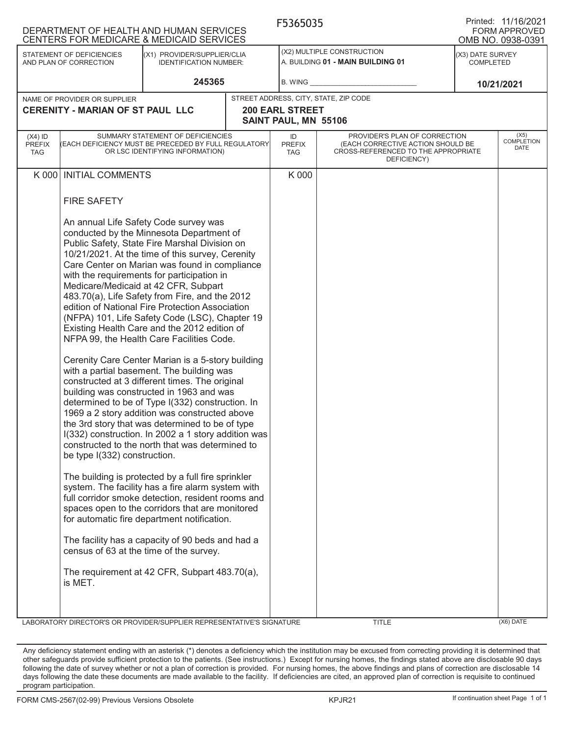DEPARTMENT OF HEALTH AND HUMAN SERVICES
CENTERS FOR MEDICARE & MEDICAID SERVICES

F5365035

Printed: 11/16/2021
FORM APPROVED
OMB NO. 0938-0391

| STATEMENT OF DEFICIENCIES AND PLAN OF CORRECTION | (X1) PROVIDER/SUPPLIER/CLIA IDENTIFICATION NUMBER: | (X2) MULTIPLE CONSTRUCTION | (X3) DATE SURVEY COMPLETED |
|---|---|---|---|
| | 245365 | A. BUILDING **01 - MAIN BUILDING 01** <br> B. WING ______ | **10/21/2021** |

| NAME OF PROVIDER OR SUPPLIER | STREET ADDRESS, CITY, STATE, ZIP CODE |
|---|---|
| **CERENITY - MARIAN OF ST PAUL LLC** | **200 EARL STREET SAINT PAUL, MN 55106** |

| (X4) ID PREFIX TAG | SUMMARY STATEMENT OF DEFICIENCIES (EACH DEFICIENCY MUST BE PRECEDED BY FULL REGULATORY OR LSC IDENTIFYING INFORMATION) | ID PREFIX TAG | PROVIDER'S PLAN OF CORRECTION (EACH CORRECTIVE ACTION SHOULD BE CROSS-REFERENCED TO THE APPROPRIATE DEFICIENCY) | (X5) COMPLETION DATE |
|---|---|---|---|---|
| K 000 | INITIAL COMMENTS | K 000 | | |

FIRE SAFETY

An annual Life Safety Code survey was conducted by the Minnesota Department of Public Safety, State Fire Marshal Division on 10/21/2021. At the time of this survey, Cerenity Care Center on Marian was found in compliance with the requirements for participation in Medicare/Medicaid at 42 CFR, Subpart 483.70(a), Life Safety from Fire, and the 2012 edition of National Fire Protection Association (NFPA) 101, Life Safety Code (LSC), Chapter 19 Existing Health Care and the 2012 edition of NFPA 99, the Health Care Facilities Code.

Cerenity Care Center Marian is a 5-story building with a partial basement. The building was constructed at 3 different times. The original building was constructed in 1963 and was determined to be of Type I(332) construction. In 1969 a 2 story addition was constructed above the 3rd story that was determined to be of type I(332) construction. In 2002 a 1 story addition was constructed to the north that was determined to be type I(332) construction.

The building is protected by a full fire sprinkler system. The facility has a fire alarm system with full corridor smoke detection, resident rooms and spaces open to the corridors that are monitored for automatic fire department notification.

The facility has a capacity of 90 beds and had a census of 63 at the time of the survey.

The requirement at 42 CFR, Subpart 483.70(a), is MET.

| LABORATORY DIRECTOR'S OR PROVIDER/SUPPLIER REPRESENTATIVE'S SIGNATURE | TITLE | (X6) DATE |
|---|---|---|
| | | |

Any deficiency statement ending with an asterisk (*) denotes a deficiency which the institution may be excused from correcting providing it is determined that other safeguards provide sufficient protection to the patients. (See instructions.) Except for nursing homes, the findings stated above are disclosable 90 days following the date of survey whether or not a plan of correction is provided. For nursing homes, the above findings and plans of correction are disclosable 14 days following the date these documents are made available to the facility. If deficiencies are cited, an approved plan of correction is requisite to continued program participation.

FORM CMS-2567(02-99) Previous Versions Obsolete KPJR21 If continuation sheet Page 1 of 1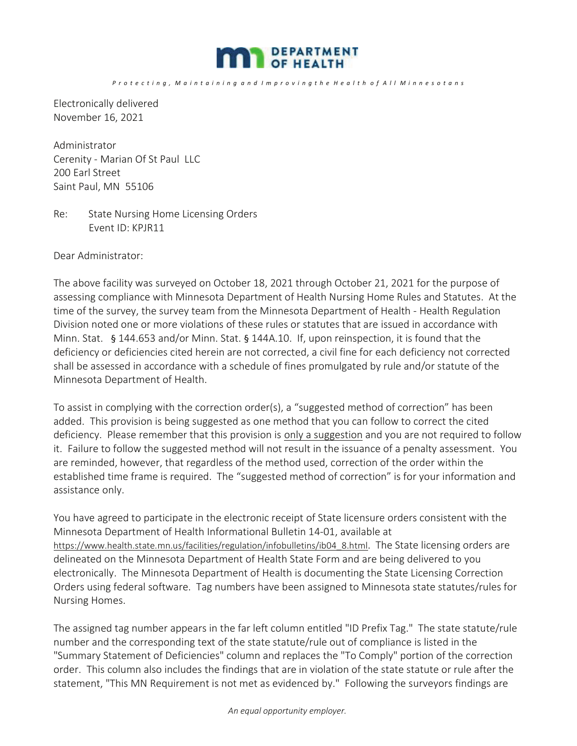# DEPARTMENT OF HEALTH

*Protecting, Maintaining and Improving the Health of All Minnesotans*

Electronically delivered
November 16, 2021

Administrator
Cerenity - Marian Of St Paul LLC
200 Earl Street
Saint Paul, MN 55106

Re: State Nursing Home Licensing Orders
Event ID: KPJR11

Dear Administrator:

The above facility was surveyed on October 18, 2021 through October 21, 2021 for the purpose of assessing compliance with Minnesota Department of Health Nursing Home Rules and Statutes. At the time of the survey, the survey team from the Minnesota Department of Health - Health Regulation Division noted one or more violations of these rules or statutes that are issued in accordance with Minn. Stat. § 144.653 and/or Minn. Stat. § 144A.10. If, upon reinspection, it is found that the deficiency or deficiencies cited herein are not corrected, a civil fine for each deficiency not corrected shall be assessed in accordance with a schedule of fines promulgated by rule and/or statute of the Minnesota Department of Health.

To assist in complying with the correction order(s), a "suggested method of correction" has been added. This provision is being suggested as one method that you can follow to correct the cited deficiency. Please remember that this provision is <u>only a suggestion</u> and you are not required to follow it. Failure to follow the suggested method will not result in the issuance of a penalty assessment. You are reminded, however, that regardless of the method used, correction of the order within the established time frame is required. The "suggested method of correction" is for your information and assistance only.

You have agreed to participate in the electronic receipt of State licensure orders consistent with the Minnesota Department of Health Informational Bulletin 14-01, available at https://www.health.state.mn.us/facilities/regulation/infobulletins/ib04_8.html. The State licensing orders are delineated on the Minnesota Department of Health State Form and are being delivered to you electronically. The Minnesota Department of Health is documenting the State Licensing Correction Orders using federal software. Tag numbers have been assigned to Minnesota state statutes/rules for Nursing Homes.

The assigned tag number appears in the far left column entitled "ID Prefix Tag." The state statute/rule number and the corresponding text of the state statute/rule out of compliance is listed in the "Summary Statement of Deficiencies" column and replaces the "To Comply" portion of the correction order. This column also includes the findings that are in violation of the state statute or rule after the statement, "This MN Requirement is not met as evidenced by." Following the surveyors findings are

*An equal opportunity employer.*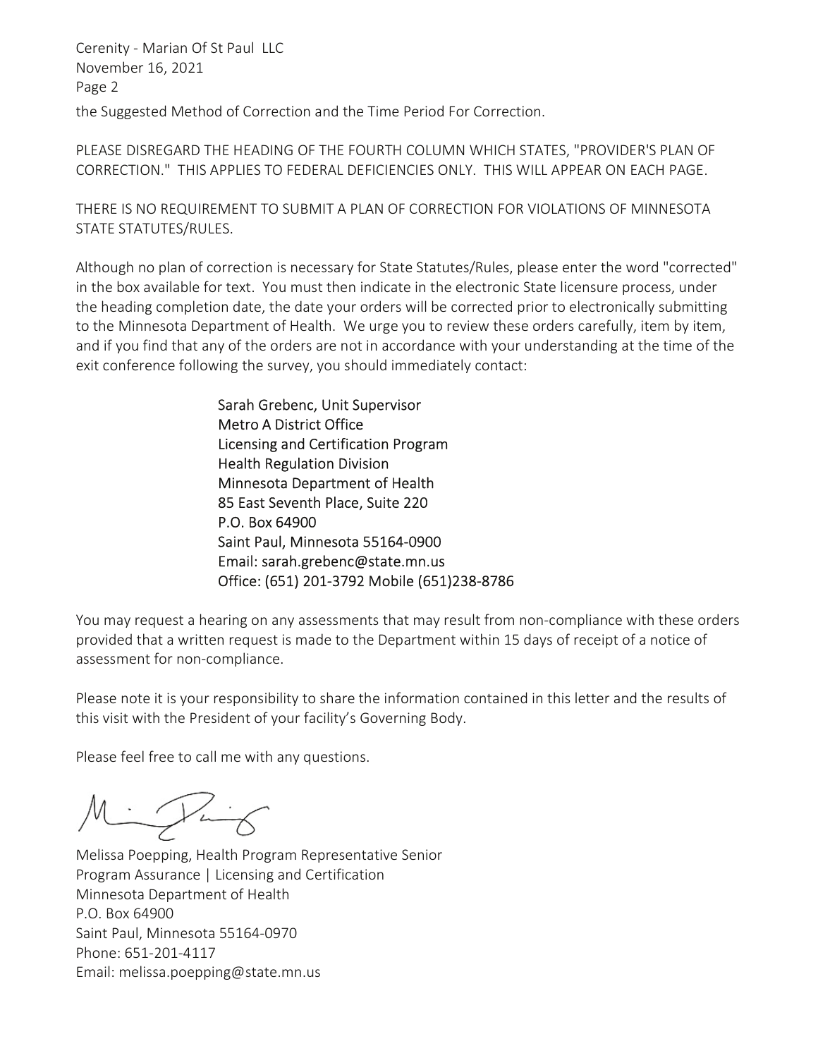the Suggested Method of Correction and the Time Period For Correction.

PLEASE DISREGARD THE HEADING OF THE FOURTH COLUMN WHICH STATES, "PROVIDER'S PLAN OF CORRECTION." THIS APPLIES TO FEDERAL DEFICIENCIES ONLY. THIS WILL APPEAR ON EACH PAGE.

THERE IS NO REQUIREMENT TO SUBMIT A PLAN OF CORRECTION FOR VIOLATIONS OF MINNESOTA STATE STATUTES/RULES.

Although no plan of correction is necessary for State Statutes/Rules, please enter the word "corrected" in the box available for text. You must then indicate in the electronic State licensure process, under the heading completion date, the date your orders will be corrected prior to electronically submitting to the Minnesota Department of Health. We urge you to review these orders carefully, item by item, and if you find that any of the orders are not in accordance with your understanding at the time of the exit conference following the survey, you should immediately contact:

Sarah Grebenc, Unit Supervisor
Metro A District Office
Licensing and Certification Program
Health Regulation Division
Minnesota Department of Health
85 East Seventh Place, Suite 220
P.O. Box 64900
Saint Paul, Minnesota 55164-0900
Email: sarah.grebenc@state.mn.us
Office: (651) 201-3792 Mobile (651)238-8786

You may request a hearing on any assessments that may result from non-compliance with these orders provided that a written request is made to the Department within 15 days of receipt of a notice of assessment for non-compliance.

Please note it is your responsibility to share the information contained in this letter and the results of this visit with the President of your facility's Governing Body.

Please feel free to call me with any questions.

Melissa Poepping, Health Program Representative Senior
Program Assurance | Licensing and Certification
Minnesota Department of Health
P.O. Box 64900
Saint Paul, Minnesota 55164-0970
Phone: 651-201-4117
Email: melissa.poepping@state.mn.us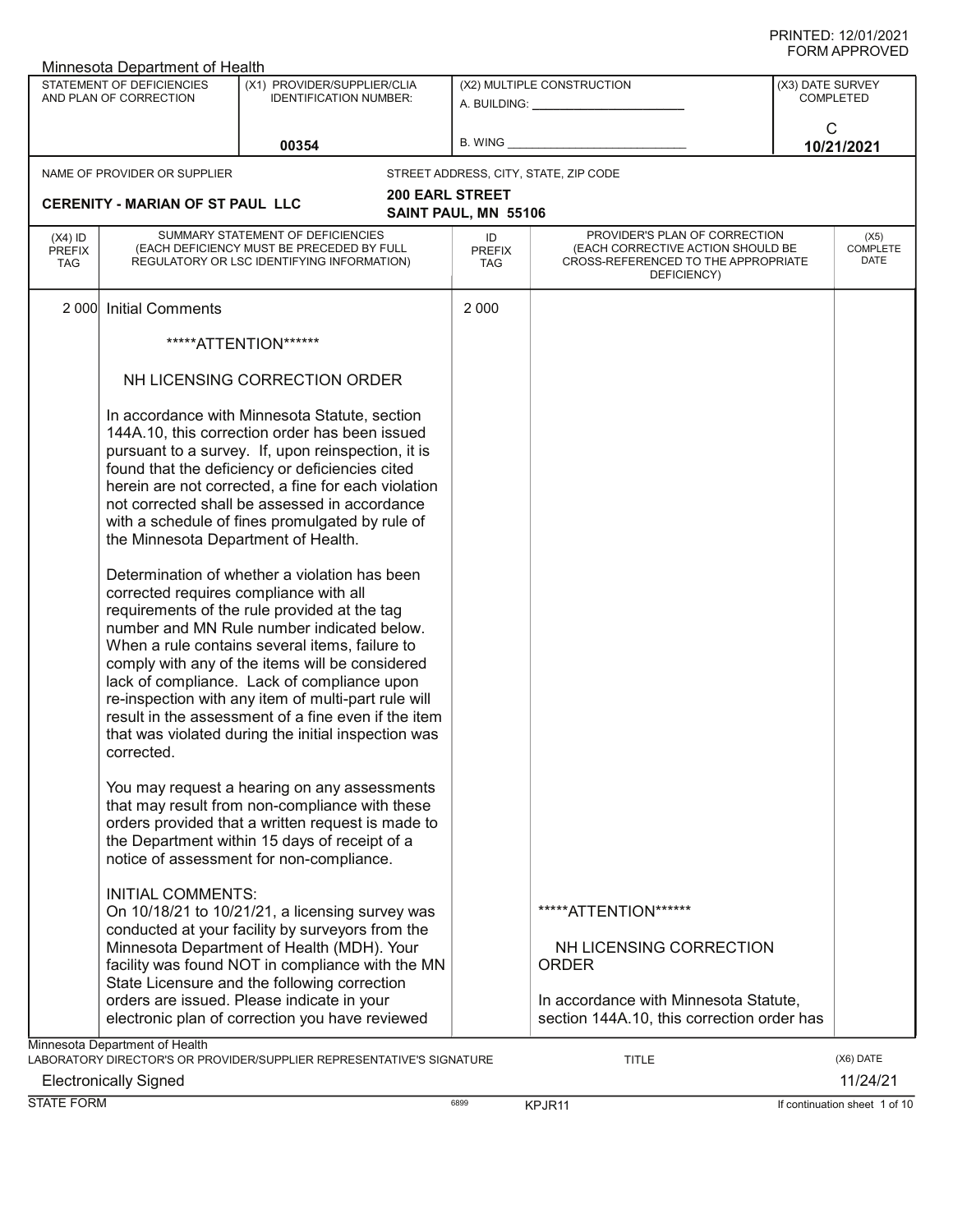PRINTED: 12/01/2021
FORM APPROVED

Minnesota Department of Health

| STATEMENT OF DEFICIENCIES AND PLAN OF CORRECTION | (X1) PROVIDER/SUPPLIER/CLIA IDENTIFICATION NUMBER: | (X2) MULTIPLE CONSTRUCTION | (X3) DATE SURVEY COMPLETED |
|---|---|---|---|
| | 00354 | A. BUILDING: ______ B. WING ______ | C 10/21/2021 |

NAME OF PROVIDER OR SUPPLIER: **CERENITY - MARIAN OF ST PAUL LLC**

STREET ADDRESS, CITY, STATE, ZIP CODE: **200 EARL STREET SAINT PAUL, MN 55106**

| (X4) ID PREFIX TAG | SUMMARY STATEMENT OF DEFICIENCIES (EACH DEFICIENCY MUST BE PRECEDED BY FULL REGULATORY OR LSC IDENTIFYING INFORMATION) | ID PREFIX TAG | PROVIDER'S PLAN OF CORRECTION (EACH CORRECTIVE ACTION SHOULD BE CROSS-REFERENCED TO THE APPROPRIATE DEFICIENCY) | (X5) COMPLETE DATE |
|---|---|---|---|---|
| 2 000 | Initial Comments | 2 000 | | |

*****ATTENTION******

NH LICENSING CORRECTION ORDER

In accordance with Minnesota Statute, section 144A.10, this correction order has been issued pursuant to a survey. If, upon reinspection, it is found that the deficiency or deficiencies cited herein are not corrected, a fine for each violation not corrected shall be assessed in accordance with a schedule of fines promulgated by rule of the Minnesota Department of Health.

Determination of whether a violation has been corrected requires compliance with all requirements of the rule provided at the tag number and MN Rule number indicated below. When a rule contains several items, failure to comply with any of the items will be considered lack of compliance. Lack of compliance upon re-inspection with any item of multi-part rule will result in the assessment of a fine even if the item that was violated during the initial inspection was corrected.

You may request a hearing on any assessments that may result from non-compliance with these orders provided that a written request is made to the Department within 15 days of receipt of a notice of assessment for non-compliance.

INITIAL COMMENTS:
On 10/18/21 to 10/21/21, a licensing survey was conducted at your facility by surveyors from the Minnesota Department of Health (MDH). Your facility was found NOT in compliance with the MN State Licensure and the following correction orders are issued. Please indicate in your electronic plan of correction you have reviewed

**Provider's Plan of Correction:**

*****ATTENTION******

NH LICENSING CORRECTION ORDER

In accordance with Minnesota Statute, section 144A.10, this correction order has

Minnesota Department of Health
LABORATORY DIRECTOR'S OR PROVIDER/SUPPLIER REPRESENTATIVE'S SIGNATURE: Electronically Signed
TITLE:
(X6) DATE: 11/24/21

STATE FORM 6899 KPJR11 If continuation sheet 1 of 10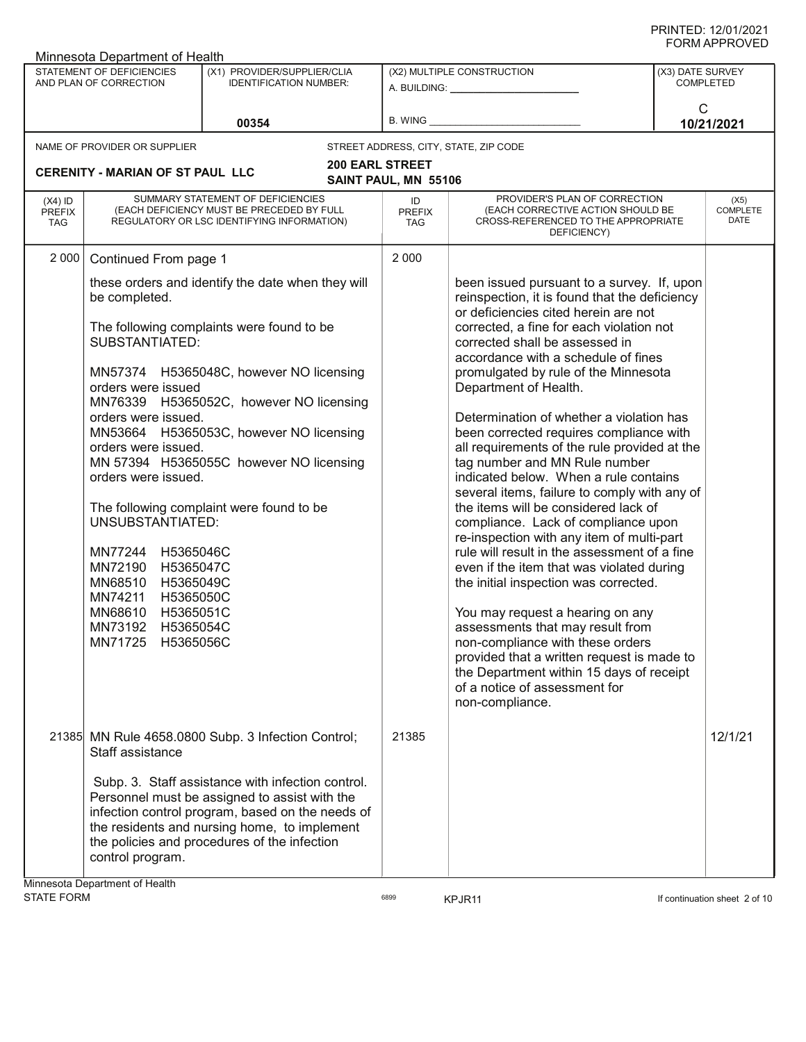Minnesota Department of Health

| STATEMENT OF DEFICIENCIES AND PLAN OF CORRECTION | (X1) PROVIDER/SUPPLIER/CLIA IDENTIFICATION NUMBER: | (X2) MULTIPLE CONSTRUCTION | (X3) DATE SURVEY COMPLETED |
|---|---|---|---|
| | 00354 | A. BUILDING: ___ B. WING ___ | C 10/21/2021 |

NAME OF PROVIDER OR SUPPLIER: **CERENITY - MARIAN OF ST PAUL LLC**

STREET ADDRESS, CITY, STATE, ZIP CODE: **200 EARL STREET SAINT PAUL, MN 55106**

| (X4) ID PREFIX TAG | SUMMARY STATEMENT OF DEFICIENCIES (EACH DEFICIENCY MUST BE PRECEDED BY FULL REGULATORY OR LSC IDENTIFYING INFORMATION) | ID PREFIX TAG | PROVIDER'S PLAN OF CORRECTION (EACH CORRECTIVE ACTION SHOULD BE CROSS-REFERENCED TO THE APPROPRIATE DEFICIENCY) | (X5) COMPLETE DATE |
|---|---|---|---|---|
| 2 000 | Continued From page 1<br><br>these orders and identify the date when they will be completed.<br><br>The following complaints were found to be SUBSTANTIATED:<br><br>MN57374 H5365048C, however NO licensing orders were issued<br>MN76339 H5365052C, however NO licensing orders were issued.<br>MN53664 H5365053C, however NO licensing orders were issued.<br>MN 57394 H5365055C however NO licensing orders were issued.<br><br>The following complaint were found to be UNSUBSTANTIATED:<br><br>MN77244 H5365046C<br>MN72190 H5365047C<br>MN68510 H5365049C<br>MN74211 H5365050C<br>MN68610 H5365051C<br>MN73192 H5365054C<br>MN71725 H5365056C | 2 000 | been issued pursuant to a survey. If, upon reinspection, it is found that the deficiency or deficiencies cited herein are not corrected, a fine for each violation not corrected shall be assessed in accordance with a schedule of fines promulgated by rule of the Minnesota Department of Health.<br><br>Determination of whether a violation has been corrected requires compliance with all requirements of the rule provided at the tag number and MN Rule number indicated below. When a rule contains several items, failure to comply with any of the items will be considered lack of compliance. Lack of compliance upon re-inspection with any item of multi-part rule will result in the assessment of a fine even if the item that was violated during the initial inspection was corrected.<br><br>You may request a hearing on any assessments that may result from non-compliance with these orders provided that a written request is made to the Department within 15 days of receipt of a notice of assessment for non-compliance. | |
| 21385 | MN Rule 4658.0800 Subp. 3 Infection Control; Staff assistance<br><br>Subp. 3. Staff assistance with infection control. Personnel must be assigned to assist with the infection control program, based on the needs of the residents and nursing home, to implement the policies and procedures of the infection control program. | 21385 | | 12/1/21 |

Minnesota Department of Health
STATE FORM 6899 KPJR11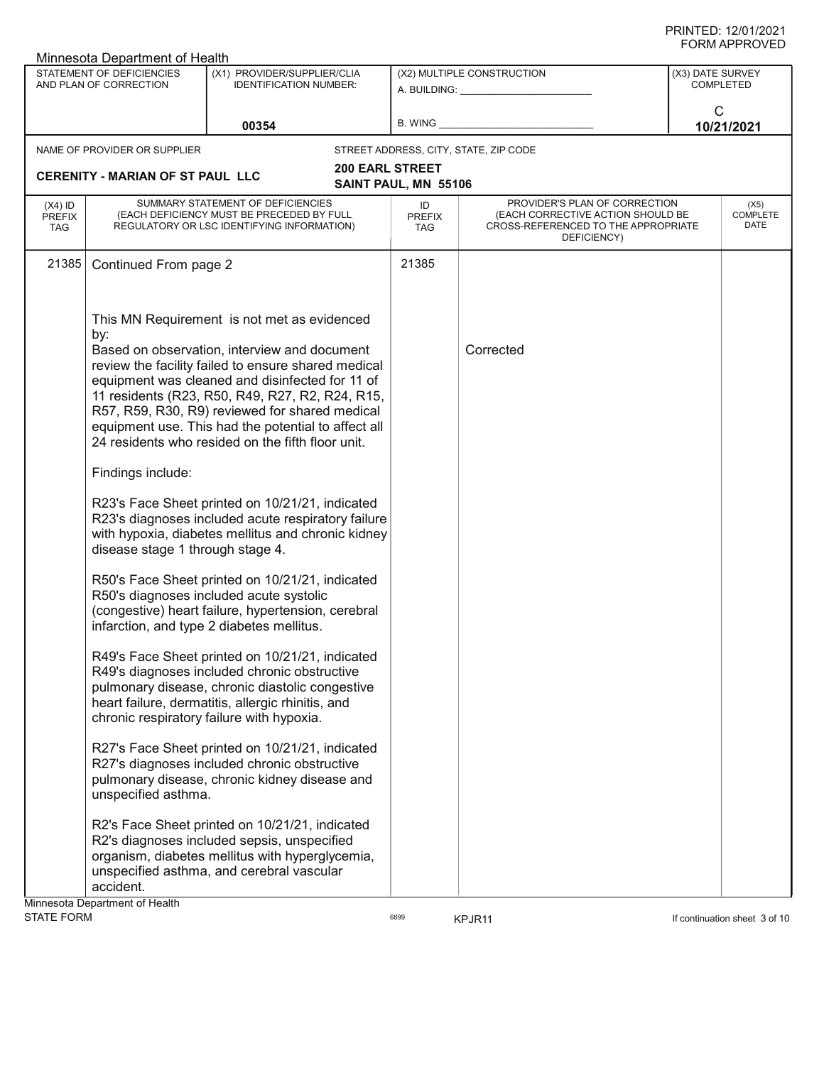Minnesota Department of Health

| STATEMENT OF DEFICIENCIES AND PLAN OF CORRECTION | (X1) PROVIDER/SUPPLIER/CLIA IDENTIFICATION NUMBER: | (X2) MULTIPLE CONSTRUCTION | (X3) DATE SURVEY COMPLETED |
|---|---|---|---|
| | 00354 | A. BUILDING: ______ B. WING ______ | C 10/21/2021 |

NAME OF PROVIDER OR SUPPLIER: **CERENITY - MARIAN OF ST PAUL LLC**

STREET ADDRESS, CITY, STATE, ZIP CODE: **200 EARL STREET SAINT PAUL, MN 55106**

| (X4) ID PREFIX TAG | SUMMARY STATEMENT OF DEFICIENCIES (EACH DEFICIENCY MUST BE PRECEDED BY FULL REGULATORY OR LSC IDENTIFYING INFORMATION) | ID PREFIX TAG | PROVIDER'S PLAN OF CORRECTION (EACH CORRECTIVE ACTION SHOULD BE CROSS-REFERENCED TO THE APPROPRIATE DEFICIENCY) | (X5) COMPLETE DATE |
|---|---|---|---|---|
| 21385 | Continued From page 2 | 21385 | | |

This MN Requirement is not met as evidenced by:
Based on observation, interview and document review the facility failed to ensure shared medical equipment was cleaned and disinfected for 11 of 11 residents (R23, R50, R49, R27, R2, R24, R15, R57, R59, R30, R9) reviewed for shared medical equipment use. This had the potential to affect all 24 residents who resided on the fifth floor unit.

Corrected

Findings include:

R23's Face Sheet printed on 10/21/21, indicated R23's diagnoses included acute respiratory failure with hypoxia, diabetes mellitus and chronic kidney disease stage 1 through stage 4.

R50's Face Sheet printed on 10/21/21, indicated R50's diagnoses included acute systolic (congestive) heart failure, hypertension, cerebral infarction, and type 2 diabetes mellitus.

R49's Face Sheet printed on 10/21/21, indicated R49's diagnoses included chronic obstructive pulmonary disease, chronic diastolic congestive heart failure, dermatitis, allergic rhinitis, and chronic respiratory failure with hypoxia.

R27's Face Sheet printed on 10/21/21, indicated R27's diagnoses included chronic obstructive pulmonary disease, chronic kidney disease and unspecified asthma.

R2's Face Sheet printed on 10/21/21, indicated R2's diagnoses included sepsis, unspecified organism, diabetes mellitus with hyperglycemia, unspecified asthma, and cerebral vascular accident.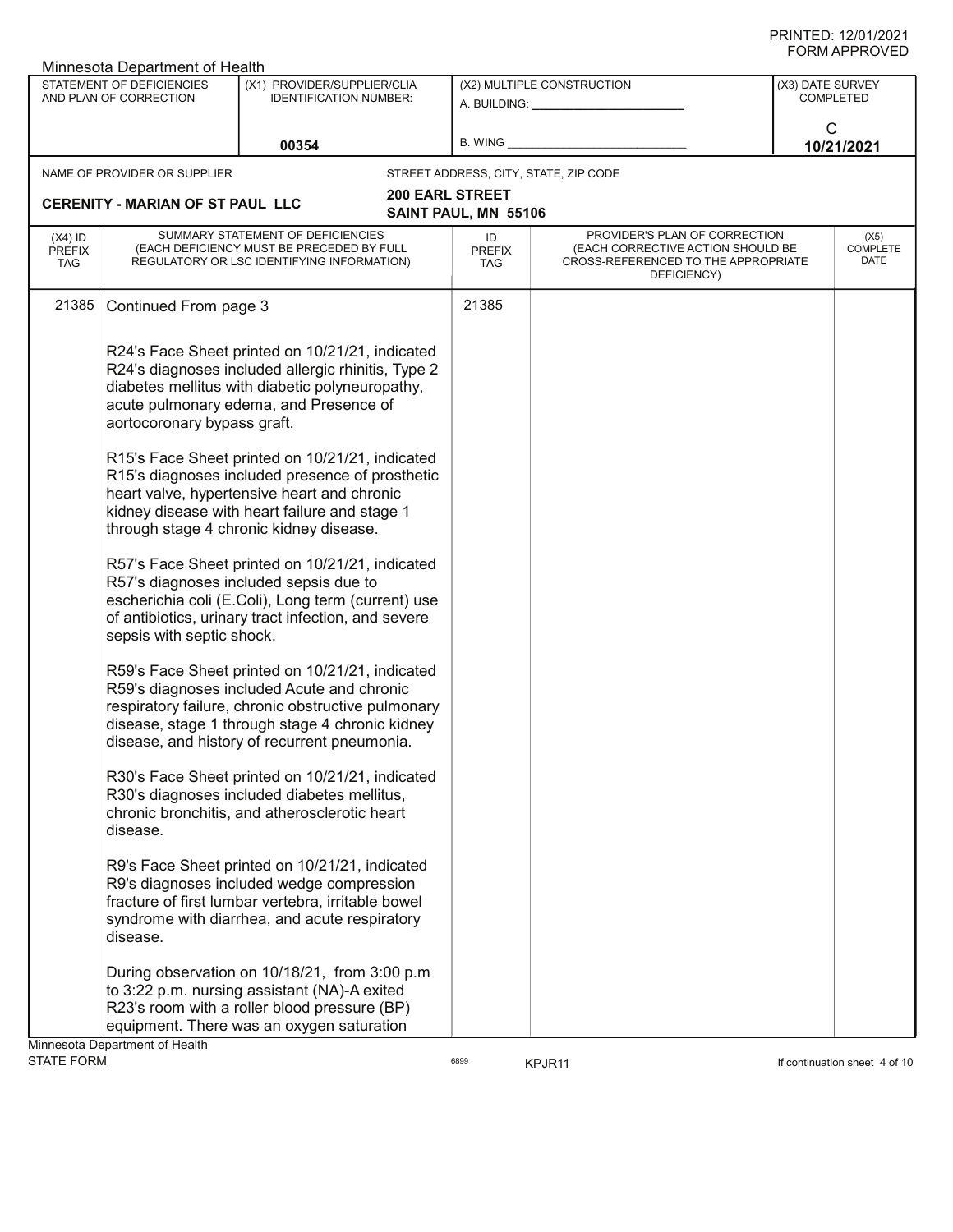Minnesota Department of Health

| STATEMENT OF DEFICIENCIES AND PLAN OF CORRECTION | (X1) PROVIDER/SUPPLIER/CLIA IDENTIFICATION NUMBER: | (X2) MULTIPLE CONSTRUCTION | (X3) DATE SURVEY COMPLETED |
|---|---|---|---|
| | 00354 | A. BUILDING: ______ B. WING ______ | C 10/21/2021 |

NAME OF PROVIDER OR SUPPLIER: **CERENITY - MARIAN OF ST PAUL LLC**

STREET ADDRESS, CITY, STATE, ZIP CODE: **200 EARL STREET SAINT PAUL, MN 55106**

| (X4) ID PREFIX TAG | SUMMARY STATEMENT OF DEFICIENCIES (EACH DEFICIENCY MUST BE PRECEDED BY FULL REGULATORY OR LSC IDENTIFYING INFORMATION) | ID PREFIX TAG | PROVIDER'S PLAN OF CORRECTION (EACH CORRECTIVE ACTION SHOULD BE CROSS-REFERENCED TO THE APPROPRIATE DEFICIENCY) | (X5) COMPLETE DATE |
|---|---|---|---|---|
| 21385 | Continued From page 3<br><br>R24's Face Sheet printed on 10/21/21, indicated R24's diagnoses included allergic rhinitis, Type 2 diabetes mellitus with diabetic polyneuropathy, acute pulmonary edema, and Presence of aortocoronary bypass graft.<br><br>R15's Face Sheet printed on 10/21/21, indicated R15's diagnoses included presence of prosthetic heart valve, hypertensive heart and chronic kidney disease with heart failure and stage 1 through stage 4 chronic kidney disease.<br><br>R57's Face Sheet printed on 10/21/21, indicated R57's diagnoses included sepsis due to escherichia coli (E.Coli), Long term (current) use of antibiotics, urinary tract infection, and severe sepsis with septic shock.<br><br>R59's Face Sheet printed on 10/21/21, indicated R59's diagnoses included Acute and chronic respiratory failure, chronic obstructive pulmonary disease, stage 1 through stage 4 chronic kidney disease, and history of recurrent pneumonia.<br><br>R30's Face Sheet printed on 10/21/21, indicated R30's diagnoses included diabetes mellitus, chronic bronchitis, and atherosclerotic heart disease.<br><br>R9's Face Sheet printed on 10/21/21, indicated R9's diagnoses included wedge compression fracture of first lumbar vertebra, irritable bowel syndrome with diarrhea, and acute respiratory disease.<br><br>During observation on 10/18/21, from 3:00 p.m to 3:22 p.m. nursing assistant (NA)-A exited R23's room with a roller blood pressure (BP) equipment. There was an oxygen saturation | 21385 | | |

Minnesota Department of Health
STATE FORM 6899 KPJR11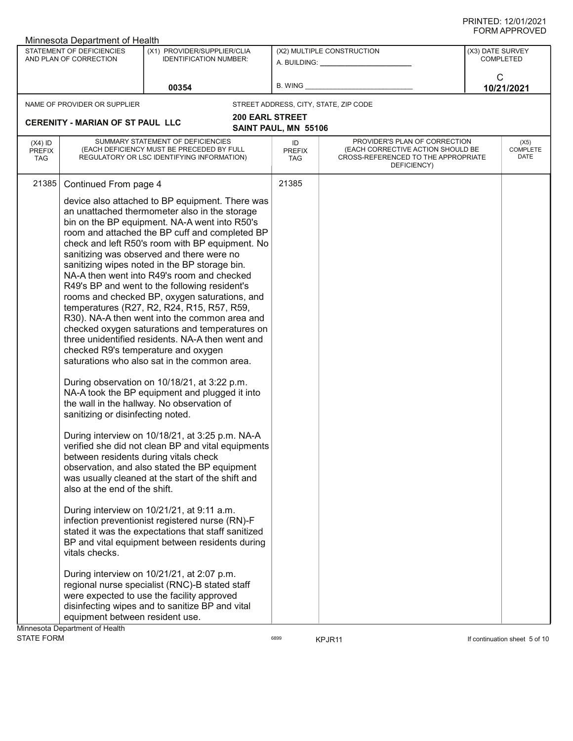Minnesota Department of Health

| STATEMENT OF DEFICIENCIES AND PLAN OF CORRECTION | (X1) PROVIDER/SUPPLIER/CLIA IDENTIFICATION NUMBER: | (X2) MULTIPLE CONSTRUCTION | (X3) DATE SURVEY COMPLETED |
|---|---|---|---|
| | 00354 | A. BUILDING: ______ B. WING ______ | C 10/21/2021 |

NAME OF PROVIDER OR SUPPLIER: **CERENITY - MARIAN OF ST PAUL LLC**

STREET ADDRESS, CITY, STATE, ZIP CODE: **200 EARL STREET SAINT PAUL, MN 55106**

| (X4) ID PREFIX TAG | SUMMARY STATEMENT OF DEFICIENCIES (EACH DEFICIENCY MUST BE PRECEDED BY FULL REGULATORY OR LSC IDENTIFYING INFORMATION) | ID PREFIX TAG | PROVIDER'S PLAN OF CORRECTION (EACH CORRECTIVE ACTION SHOULD BE CROSS-REFERENCED TO THE APPROPRIATE DEFICIENCY) | (X5) COMPLETE DATE |
|---|---|---|---|---|
| 21385 | Continued From page 4 | 21385 | | |

device also attached to BP equipment. There was an unattached thermometer also in the storage bin on the BP equipment. NA-A went into R50's room and attached the BP cuff and completed BP check and left R50's room with BP equipment. No sanitizing was observed and there were no sanitizing wipes noted in the BP storage bin. NA-A then went into R49's room and checked R49's BP and went to the following resident's rooms and checked BP, oxygen saturations, and temperatures (R27, R2, R24, R15, R57, R59, R30). NA-A then went into the common area and checked oxygen saturations and temperatures on three unidentified residents. NA-A then went and checked R9's temperature and oxygen saturations who also sat in the common area.

During observation on 10/18/21, at 3:22 p.m. NA-A took the BP equipment and plugged it into the wall in the hallway. No observation of sanitizing or disinfecting noted.

During interview on 10/18/21, at 3:25 p.m. NA-A verified she did not clean BP and vital equipments between residents during vitals check observation, and also stated the BP equipment was usually cleaned at the start of the shift and also at the end of the shift.

During interview on 10/21/21, at 9:11 a.m. infection preventionist registered nurse (RN)-F stated it was the expectations that staff sanitized BP and vital equipment between residents during vitals checks.

During interview on 10/21/21, at 2:07 p.m. regional nurse specialist (RNC)-B stated staff were expected to use the facility approved disinfecting wipes and to sanitize BP and vital equipment between resident use.

Minnesota Department of Health
STATE FORM 6899 KPJR11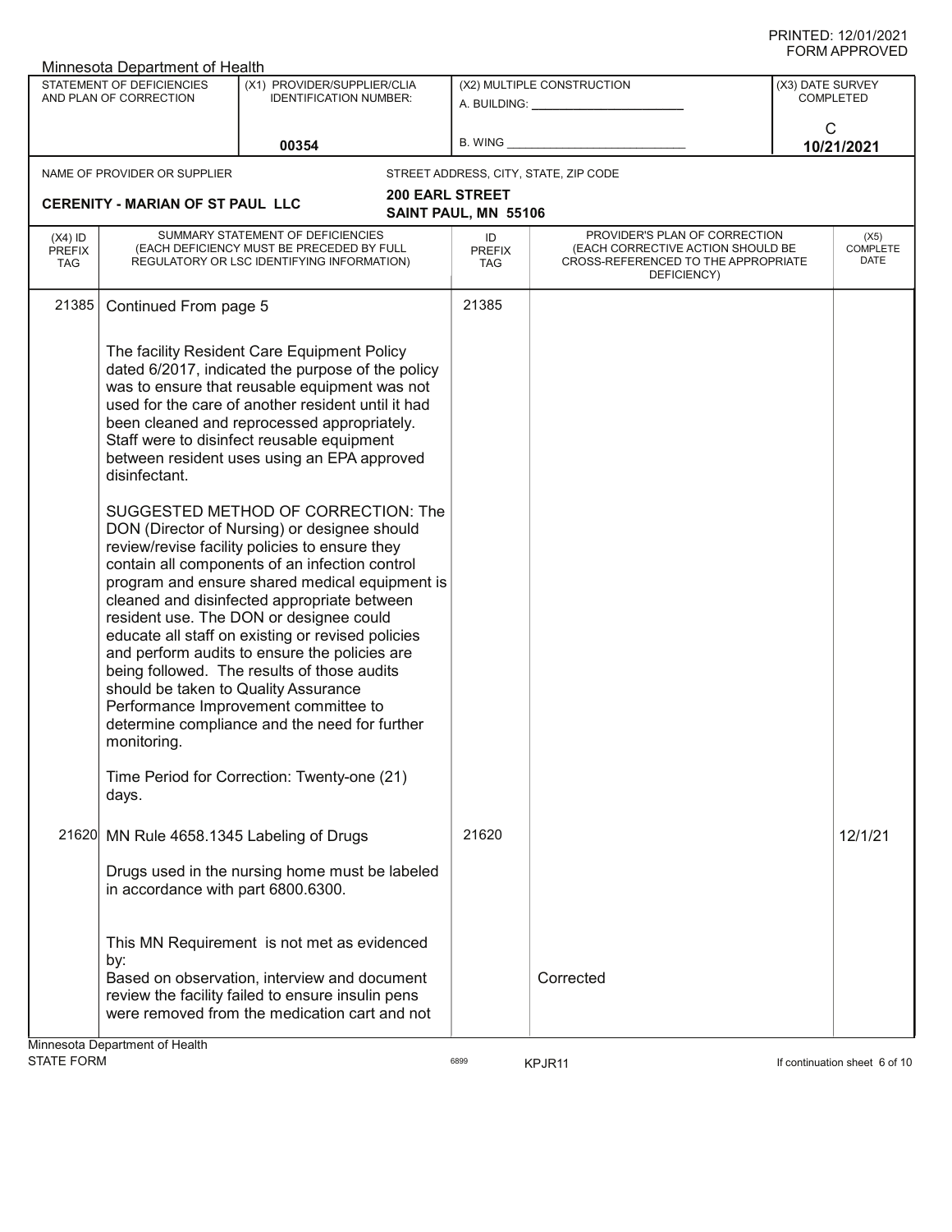PRINTED: 12/01/2021
FORM APPROVED

Minnesota Department of Health

| STATEMENT OF DEFICIENCIES AND PLAN OF CORRECTION | (X1) PROVIDER/SUPPLIER/CLIA IDENTIFICATION NUMBER: | (X2) MULTIPLE CONSTRUCTION | (X3) DATE SURVEY COMPLETED |
|---|---|---|---|
| | 00354 | A. BUILDING: ______ B. WING ______ | C 10/21/2021 |

NAME OF PROVIDER OR SUPPLIER: **CERENITY - MARIAN OF ST PAUL LLC**

STREET ADDRESS, CITY, STATE, ZIP CODE: **200 EARL STREET, SAINT PAUL, MN 55106**

| (X4) ID PREFIX TAG | SUMMARY STATEMENT OF DEFICIENCIES (EACH DEFICIENCY MUST BE PRECEDED BY FULL REGULATORY OR LSC IDENTIFYING INFORMATION) | ID PREFIX TAG | PROVIDER'S PLAN OF CORRECTION (EACH CORRECTIVE ACTION SHOULD BE CROSS-REFERENCED TO THE APPROPRIATE DEFICIENCY) | (X5) COMPLETE DATE |
|---|---|---|---|---|
| 21385 | Continued From page 5<br><br>The facility Resident Care Equipment Policy dated 6/2017, indicated the purpose of the policy was to ensure that reusable equipment was not used for the care of another resident until it had been cleaned and reprocessed appropriately. Staff were to disinfect reusable equipment between resident uses using an EPA approved disinfectant.<br><br>SUGGESTED METHOD OF CORRECTION: The DON (Director of Nursing) or designee should review/revise facility policies to ensure they contain all components of an infection control program and ensure shared medical equipment is cleaned and disinfected appropriate between resident use. The DON or designee could educate all staff on existing or revised policies and perform audits to ensure the policies are being followed. The results of those audits should be taken to Quality Assurance Performance Improvement committee to determine compliance and the need for further monitoring.<br><br>Time Period for Correction: Twenty-one (21) days. | 21385 | | |
| 21620 | MN Rule 4658.1345 Labeling of Drugs<br><br>Drugs used in the nursing home must be labeled in accordance with part 6800.6300.<br><br>This MN Requirement is not met as evidenced by:<br>Based on observation, interview and document review the facility failed to ensure insulin pens were removed from the medication cart and not | 21620 | Corrected | 12/1/21 |

Minnesota Department of Health
STATE FORM 6899 KPJR11 If continuation sheet 6 of 10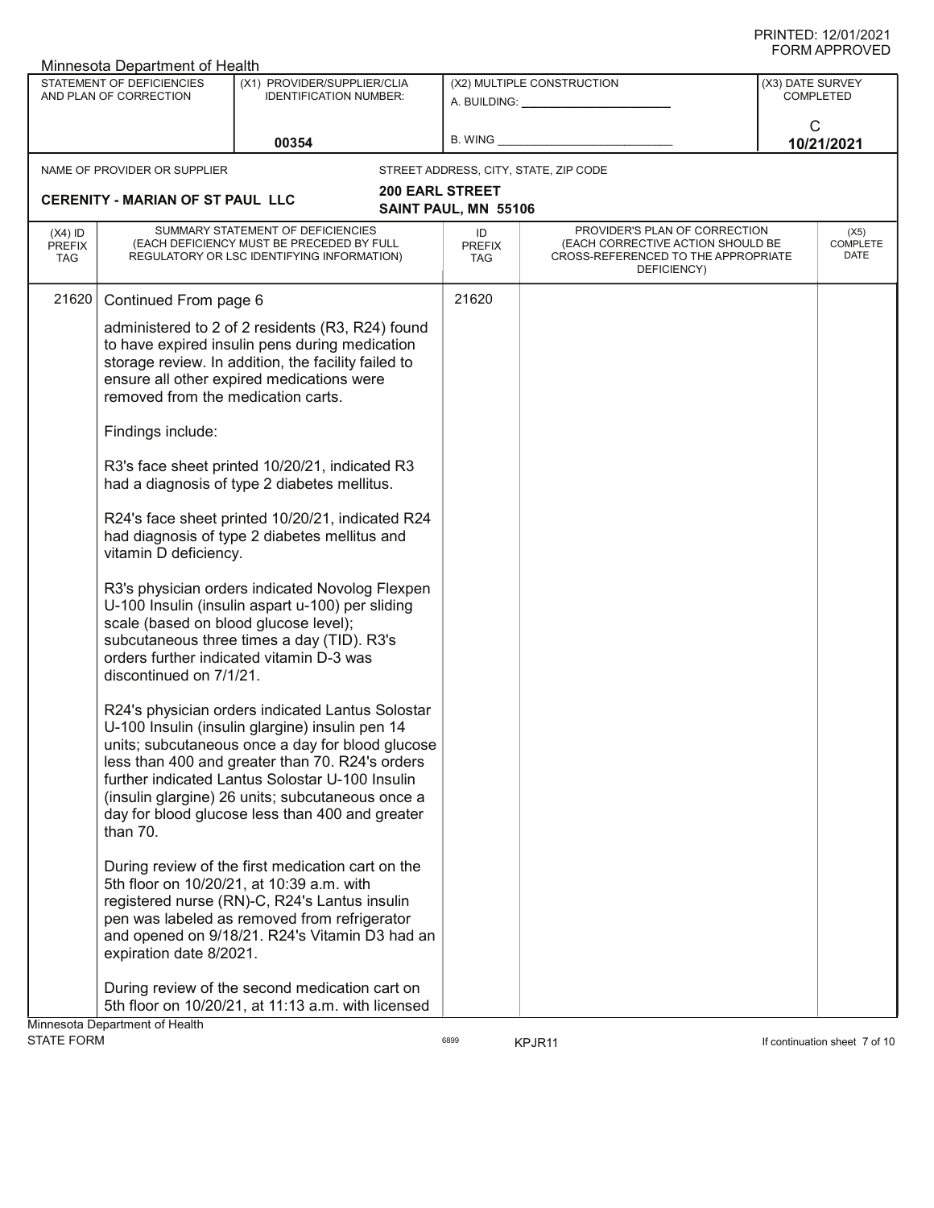Minnesota Department of Health

| STATEMENT OF DEFICIENCIES AND PLAN OF CORRECTION | (X1) PROVIDER/SUPPLIER/CLIA IDENTIFICATION NUMBER: | (X2) MULTIPLE CONSTRUCTION | (X3) DATE SURVEY COMPLETED |
|---|---|---|---|
| | 00354 | A. BUILDING: ___ B. WING ___ | C 10/21/2021 |

NAME OF PROVIDER OR SUPPLIER: **CERENITY - MARIAN OF ST PAUL LLC**

STREET ADDRESS, CITY, STATE, ZIP CODE: **200 EARL STREET, SAINT PAUL, MN 55106**

| (X4) ID PREFIX TAG | SUMMARY STATEMENT OF DEFICIENCIES (EACH DEFICIENCY MUST BE PRECEDED BY FULL REGULATORY OR LSC IDENTIFYING INFORMATION) | ID PREFIX TAG | PROVIDER'S PLAN OF CORRECTION (EACH CORRECTIVE ACTION SHOULD BE CROSS-REFERENCED TO THE APPROPRIATE DEFICIENCY) | (X5) COMPLETE DATE |
|---|---|---|---|---|
| 21620 | Continued From page 6 | 21620 | | |

administered to 2 of 2 residents (R3, R24) found to have expired insulin pens during medication storage review. In addition, the facility failed to ensure all other expired medications were removed from the medication carts.

Findings include:

R3's face sheet printed 10/20/21, indicated R3 had a diagnosis of type 2 diabetes mellitus.

R24's face sheet printed 10/20/21, indicated R24 had diagnosis of type 2 diabetes mellitus and vitamin D deficiency.

R3's physician orders indicated Novolog Flexpen U-100 Insulin (insulin aspart u-100) per sliding scale (based on blood glucose level); subcutaneous three times a day (TID). R3's orders further indicated vitamin D-3 was discontinued on 7/1/21.

R24's physician orders indicated Lantus Solostar U-100 Insulin (insulin glargine) insulin pen 14 units; subcutaneous once a day for blood glucose less than 400 and greater than 70. R24's orders further indicated Lantus Solostar U-100 Insulin (insulin glargine) 26 units; subcutaneous once a day for blood glucose less than 400 and greater than 70.

During review of the first medication cart on the 5th floor on 10/20/21, at 10:39 a.m. with registered nurse (RN)-C, R24's Lantus insulin pen was labeled as removed from refrigerator and opened on 9/18/21. R24's Vitamin D3 had an expiration date 8/2021.

During review of the second medication cart on 5th floor on 10/20/21, at 11:13 a.m. with licensed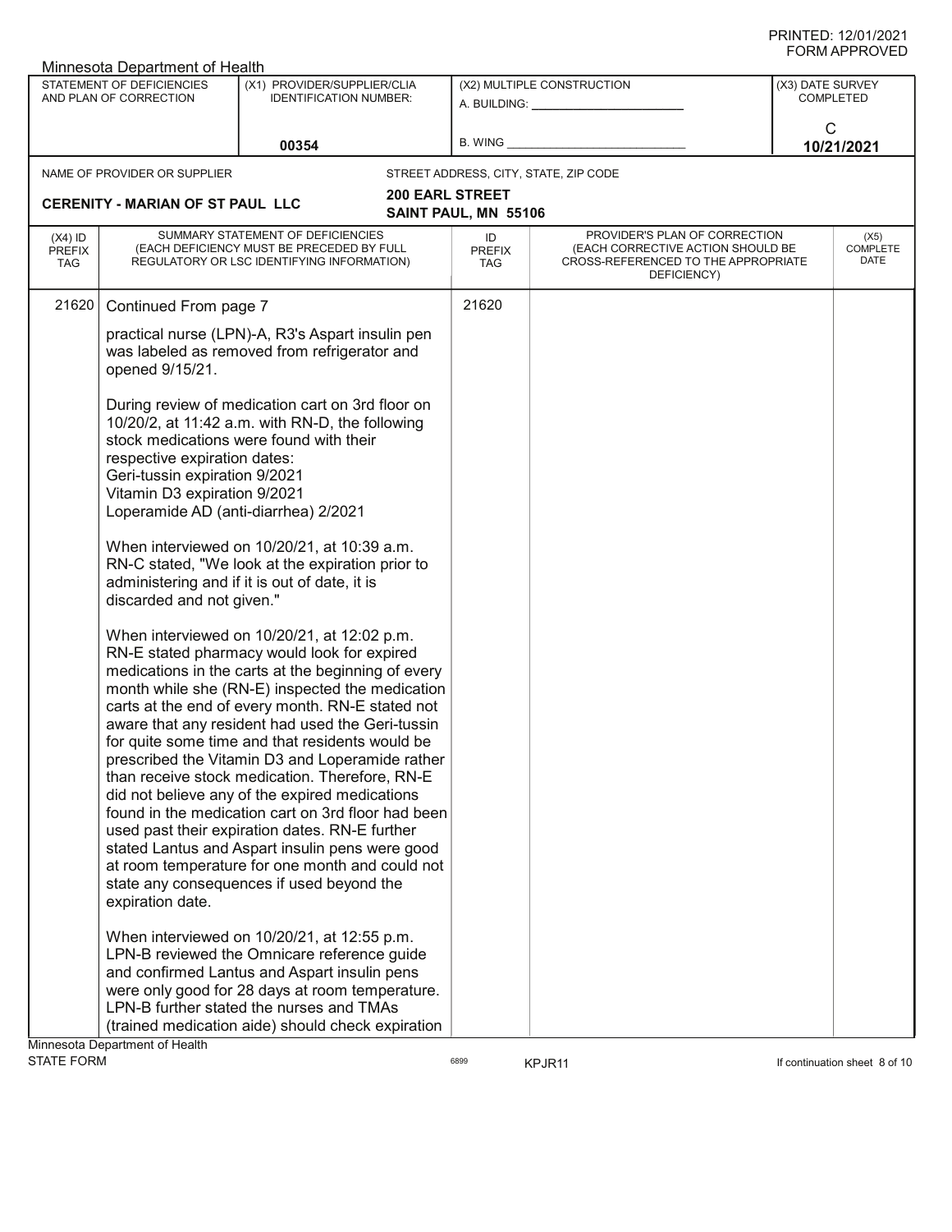Minnesota Department of Health

| STATEMENT OF DEFICIENCIES AND PLAN OF CORRECTION | (X1) PROVIDER/SUPPLIER/CLIA IDENTIFICATION NUMBER: | (X2) MULTIPLE CONSTRUCTION | (X3) DATE SURVEY COMPLETED |
|---|---|---|---|
| | 00354 | A. BUILDING: ______ B. WING ______ | C 10/21/2021 |

NAME OF PROVIDER OR SUPPLIER: **CERENITY - MARIAN OF ST PAUL LLC**

STREET ADDRESS, CITY, STATE, ZIP CODE: **200 EARL STREET, SAINT PAUL, MN 55106**

| (X4) ID PREFIX TAG | SUMMARY STATEMENT OF DEFICIENCIES (EACH DEFICIENCY MUST BE PRECEDED BY FULL REGULATORY OR LSC IDENTIFYING INFORMATION) | ID PREFIX TAG | PROVIDER'S PLAN OF CORRECTION (EACH CORRECTIVE ACTION SHOULD BE CROSS-REFERENCED TO THE APPROPRIATE DEFICIENCY) | (X5) COMPLETE DATE |
|---|---|---|---|---|
| 21620 | Continued From page 7 | 21620 | | |

practical nurse (LPN)-A, R3's Aspart insulin pen was labeled as removed from refrigerator and opened 9/15/21.

During review of medication cart on 3rd floor on 10/20/2, at 11:42 a.m. with RN-D, the following stock medications were found with their respective expiration dates:
Geri-tussin expiration 9/2021
Vitamin D3 expiration 9/2021
Loperamide AD (anti-diarrhea) 2/2021

When interviewed on 10/20/21, at 10:39 a.m. RN-C stated, "We look at the expiration prior to administering and if it is out of date, it is discarded and not given."

When interviewed on 10/20/21, at 12:02 p.m. RN-E stated pharmacy would look for expired medications in the carts at the beginning of every month while she (RN-E) inspected the medication carts at the end of every month. RN-E stated not aware that any resident had used the Geri-tussin for quite some time and that residents would be prescribed the Vitamin D3 and Loperamide rather than receive stock medication. Therefore, RN-E did not believe any of the expired medications found in the medication cart on 3rd floor had been used past their expiration dates. RN-E further stated Lantus and Aspart insulin pens were good at room temperature for one month and could not state any consequences if used beyond the expiration date.

When interviewed on 10/20/21, at 12:55 p.m. LPN-B reviewed the Omnicare reference guide and confirmed Lantus and Aspart insulin pens were only good for 28 days at room temperature. LPN-B further stated the nurses and TMAs (trained medication aide) should check expiration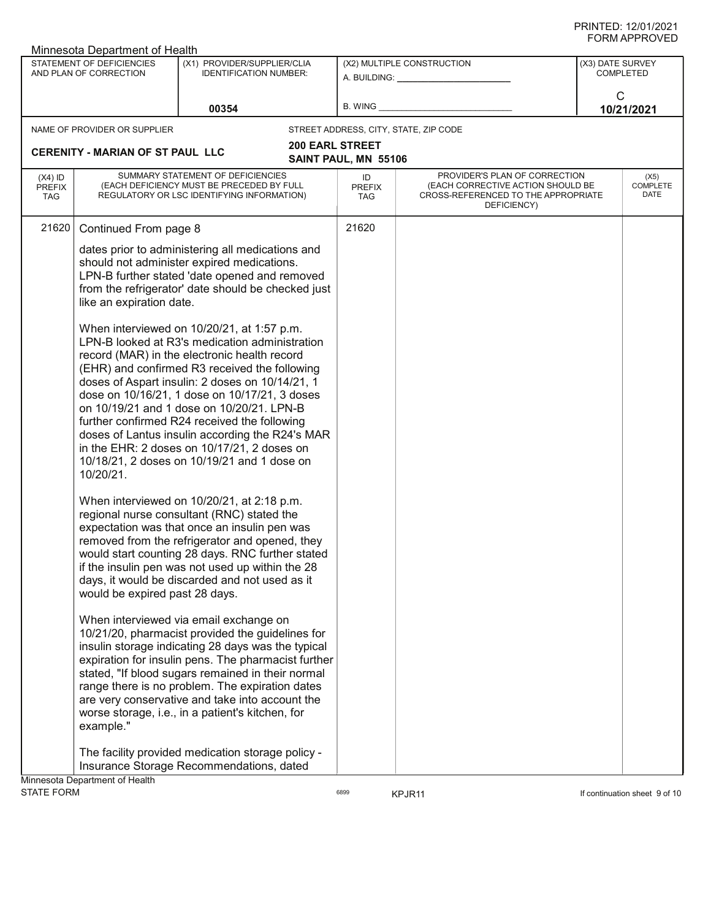Minnesota Department of Health

| STATEMENT OF DEFICIENCIES AND PLAN OF CORRECTION | (X1) PROVIDER/SUPPLIER/CLIA IDENTIFICATION NUMBER: | (X2) MULTIPLE CONSTRUCTION | (X3) DATE SURVEY COMPLETED |
|---|---|---|---|
| | 00354 | A. BUILDING: ______ B. WING ______ | C 10/21/2021 |

| NAME OF PROVIDER OR SUPPLIER | STREET ADDRESS, CITY, STATE, ZIP CODE |
|---|---|
| CERENITY - MARIAN OF ST PAUL LLC | 200 EARL STREET SAINT PAUL, MN 55106 |

| (X4) ID PREFIX TAG | SUMMARY STATEMENT OF DEFICIENCIES (EACH DEFICIENCY MUST BE PRECEDED BY FULL REGULATORY OR LSC IDENTIFYING INFORMATION) | ID PREFIX TAG | PROVIDER'S PLAN OF CORRECTION (EACH CORRECTIVE ACTION SHOULD BE CROSS-REFERENCED TO THE APPROPRIATE DEFICIENCY) | (X5) COMPLETE DATE |
|---|---|---|---|---|
| 21620 | Continued From page 8 | 21620 | | |

dates prior to administering all medications and should not administer expired medications. LPN-B further stated 'date opened and removed from the refrigerator' date should be checked just like an expiration date.

When interviewed on 10/20/21, at 1:57 p.m. LPN-B looked at R3's medication administration record (MAR) in the electronic health record (EHR) and confirmed R3 received the following doses of Aspart insulin: 2 doses on 10/14/21, 1 dose on 10/16/21, 1 dose on 10/17/21, 3 doses on 10/19/21 and 1 dose on 10/20/21. LPN-B further confirmed R24 received the following doses of Lantus insulin according the R24's MAR in the EHR: 2 doses on 10/17/21, 2 doses on 10/18/21, 2 doses on 10/19/21 and 1 dose on 10/20/21.

When interviewed on 10/20/21, at 2:18 p.m. regional nurse consultant (RNC) stated the expectation was that once an insulin pen was removed from the refrigerator and opened, they would start counting 28 days. RNC further stated if the insulin pen was not used up within the 28 days, it would be discarded and not used as it would be expired past 28 days.

When interviewed via email exchange on 10/21/20, pharmacist provided the guidelines for insulin storage indicating 28 days was the typical expiration for insulin pens. The pharmacist further stated, "If blood sugars remained in their normal range there is no problem. The expiration dates are very conservative and take into account the worse storage, i.e., in a patient's kitchen, for example."

The facility provided medication storage policy - Insurance Storage Recommendations, dated

Minnesota Department of Health
STATE FORM 6899 KPJR11 If continuation sheet 9 of 10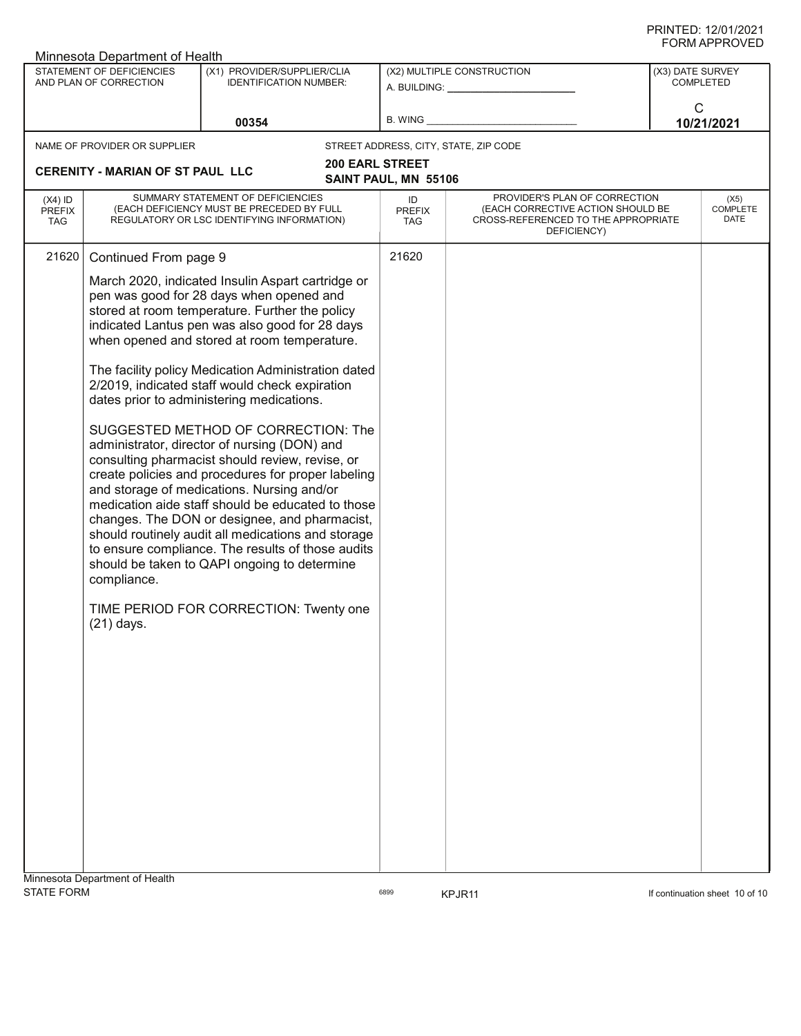Minnesota Department of Health

| STATEMENT OF DEFICIENCIES AND PLAN OF CORRECTION | (X1) PROVIDER/SUPPLIER/CLIA IDENTIFICATION NUMBER: | (X2) MULTIPLE CONSTRUCTION | (X3) DATE SURVEY COMPLETED |
|---|---|---|---|
| | 00354 | A. BUILDING: ______ B. WING ______ | C 10/21/2021 |

NAME OF PROVIDER OR SUPPLIER: **CERENITY - MARIAN OF ST PAUL LLC**

STREET ADDRESS, CITY, STATE, ZIP CODE: **200 EARL STREET, SAINT PAUL, MN 55106**

| (X4) ID PREFIX TAG | SUMMARY STATEMENT OF DEFICIENCIES (EACH DEFICIENCY MUST BE PRECEDED BY FULL REGULATORY OR LSC IDENTIFYING INFORMATION) | ID PREFIX TAG | PROVIDER'S PLAN OF CORRECTION (EACH CORRECTIVE ACTION SHOULD BE CROSS-REFERENCED TO THE APPROPRIATE DEFICIENCY) | (X5) COMPLETE DATE |
|---|---|---|---|---|
| 21620 | Continued From page 9 | 21620 | | |

March 2020, indicated Insulin Aspart cartridge or pen was good for 28 days when opened and stored at room temperature. Further the policy indicated Lantus pen was also good for 28 days when opened and stored at room temperature.

The facility policy Medication Administration dated 2/2019, indicated staff would check expiration dates prior to administering medications.

SUGGESTED METHOD OF CORRECTION: The administrator, director of nursing (DON) and consulting pharmacist should review, revise, or create policies and procedures for proper labeling and storage of medications. Nursing and/or medication aide staff should be educated to those changes. The DON or designee, and pharmacist, should routinely audit all medications and storage to ensure compliance. The results of those audits should be taken to QAPI ongoing to determine compliance.

TIME PERIOD FOR CORRECTION: Twenty one (21) days.